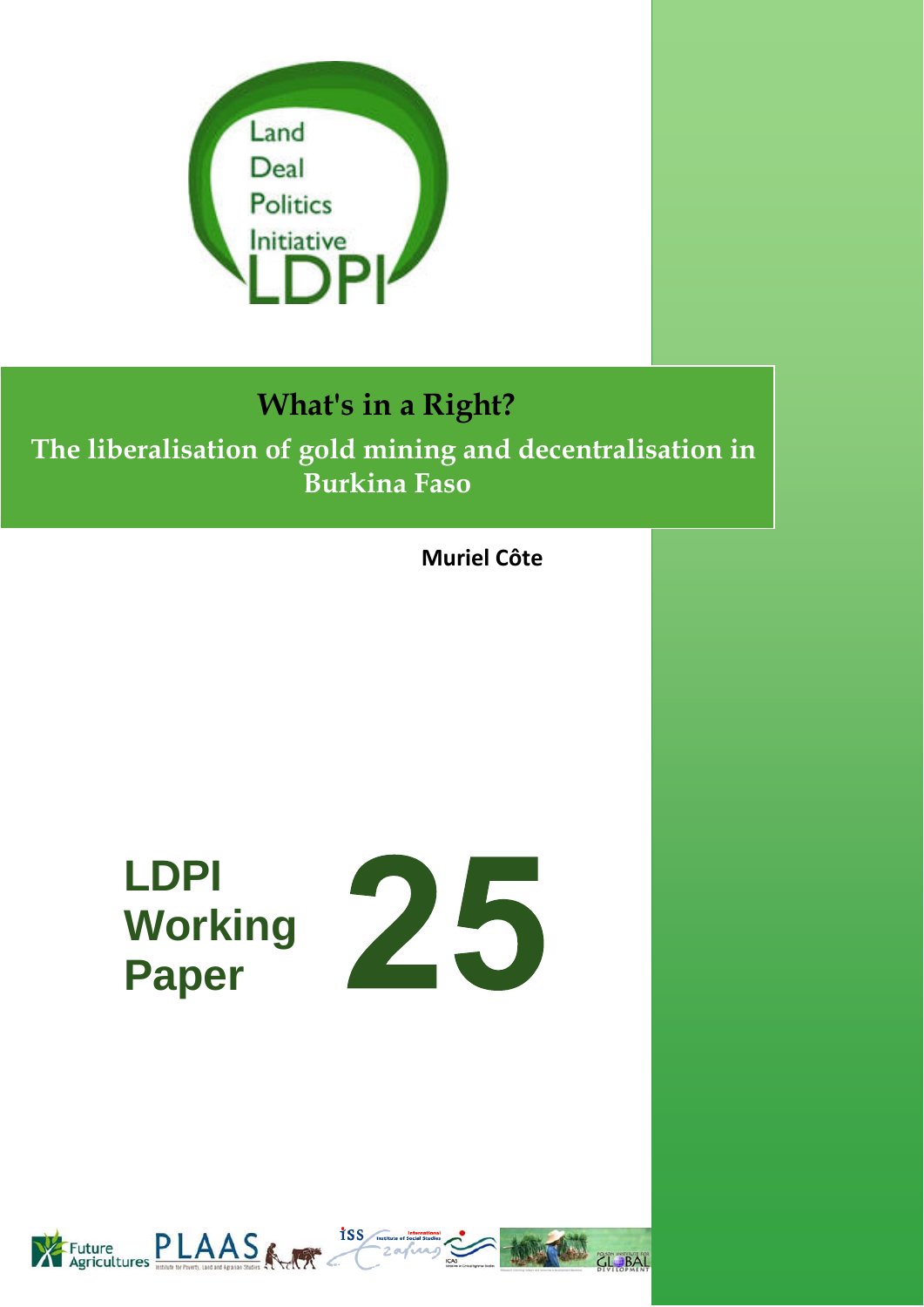Land
Deal
Politics
Initiative
LDPI

# What's in a Right?

## The liberalisation of gold mining and decentralisation in Burkina Faso

**Muriel Côte**

**LDPI Working Paper 25**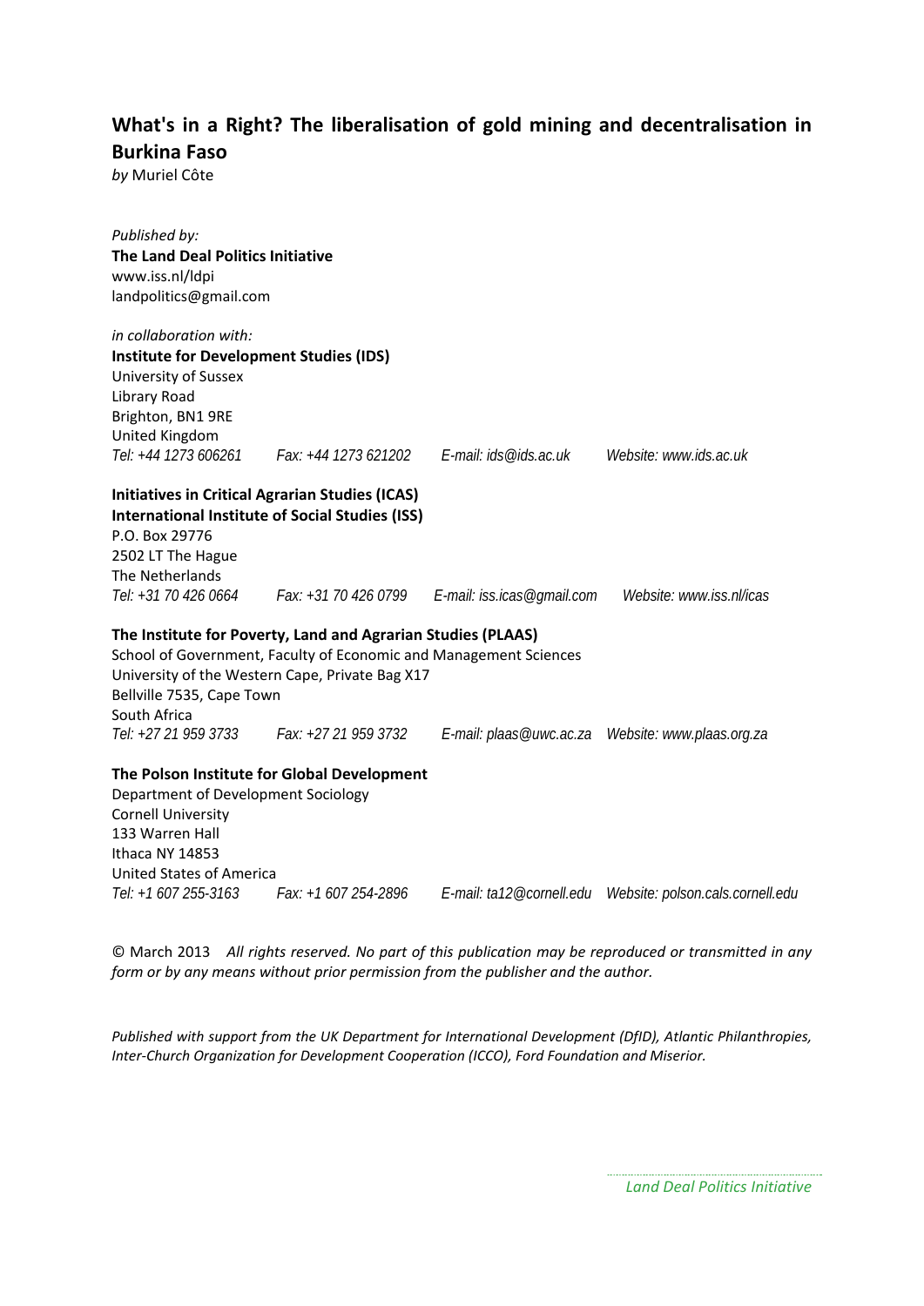# What's in a Right? The liberalisation of gold mining and decentralisation in Burkina Faso

*by* Muriel Côte

*Published by:*
**The Land Deal Politics Initiative**
www.iss.nl/ldpi
landpolitics@gmail.com

*in collaboration with:*
**Institute for Development Studies (IDS)**
University of Sussex
Library Road
Brighton, BN1 9RE
United Kingdom
*Tel: +44 1273 606261   Fax: +44 1273 621202   E-mail: ids@ids.ac.uk   Website: www.ids.ac.uk*

**Initiatives in Critical Agrarian Studies (ICAS)**
**International Institute of Social Studies (ISS)**
P.O. Box 29776
2502 LT The Hague
The Netherlands
*Tel: +31 70 426 0664   Fax: +31 70 426 0799   E-mail: iss.icas@gmail.com   Website: www.iss.nl/icas*

**The Institute for Poverty, Land and Agrarian Studies (PLAAS)**
School of Government, Faculty of Economic and Management Sciences
University of the Western Cape, Private Bag X17
Bellville 7535, Cape Town
South Africa
*Tel: +27 21 959 3733   Fax: +27 21 959 3732   E-mail: plaas@uwc.ac.za   Website: www.plaas.org.za*

**The Polson Institute for Global Development**
Department of Development Sociology
Cornell University
133 Warren Hall
Ithaca NY 14853
United States of America
*Tel: +1 607 255-3163   Fax: +1 607 254-2896   E-mail: ta12@cornell.edu   Website: polson.cals.cornell.edu*

© March 2013 *All rights reserved. No part of this publication may be reproduced or transmitted in any form or by any means without prior permission from the publisher and the author.*

*Published with support from the UK Department for International Development (DfID), Atlantic Philanthropies, Inter-Church Organization for Development Cooperation (ICCO), Ford Foundation and Miserior.*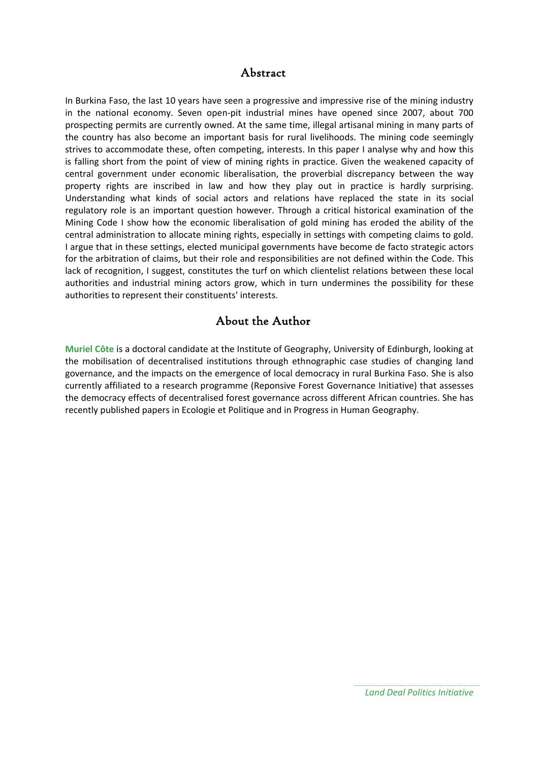## Abstract

In Burkina Faso, the last 10 years have seen a progressive and impressive rise of the mining industry in the national economy. Seven open-pit industrial mines have opened since 2007, about 700 prospecting permits are currently owned. At the same time, illegal artisanal mining in many parts of the country has also become an important basis for rural livelihoods. The mining code seemingly strives to accommodate these, often competing, interests. In this paper I analyse why and how this is falling short from the point of view of mining rights in practice. Given the weakened capacity of central government under economic liberalisation, the proverbial discrepancy between the way property rights are inscribed in law and how they play out in practice is hardly surprising. Understanding what kinds of social actors and relations have replaced the state in its social regulatory role is an important question however. Through a critical historical examination of the Mining Code I show how the economic liberalisation of gold mining has eroded the ability of the central administration to allocate mining rights, especially in settings with competing claims to gold. I argue that in these settings, elected municipal governments have become de facto strategic actors for the arbitration of claims, but their role and responsibilities are not defined within the Code. This lack of recognition, I suggest, constitutes the turf on which clientelist relations between these local authorities and industrial mining actors grow, which in turn undermines the possibility for these authorities to represent their constituents' interests.

## About the Author

**Muriel Côte** is a doctoral candidate at the Institute of Geography, University of Edinburgh, looking at the mobilisation of decentralised institutions through ethnographic case studies of changing land governance, and the impacts on the emergence of local democracy in rural Burkina Faso. She is also currently affiliated to a research programme (Reponsive Forest Governance Initiative) that assesses the democracy effects of decentralised forest governance across different African countries. She has recently published papers in Ecologie et Politique and in Progress in Human Geography.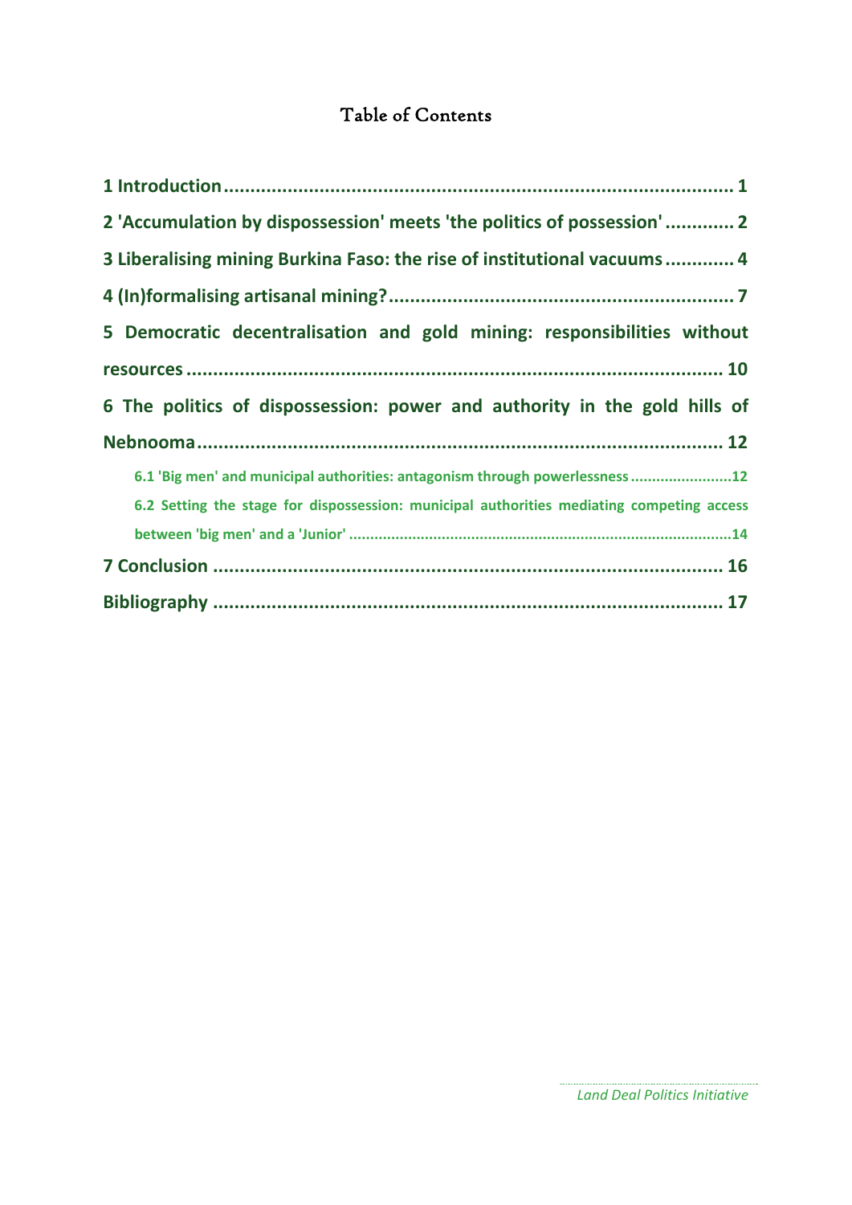# Table of Contents

1 Introduction ........................................................................................ 1

2 'Accumulation by dispossession' meets 'the politics of possession' ............ 2

3 Liberalising mining Burkina Faso: the rise of institutional vacuums ............ 4

4 (In)formalising artisanal mining? ................................................................ 7

5 Democratic decentralisation and gold mining: responsibilities without resources .................................................................................................. 10

6 The politics of dispossession: power and authority in the gold hills of Nebnooma ................................................................................................ 12

- 6.1 'Big men' and municipal authorities: antagonism through powerlessness ........................12
- 6.2 Setting the stage for dispossession: municipal authorities mediating competing access between 'big men' and a 'Junior' ..........................................................................................14

7 Conclusion .............................................................................................. 16

Bibliography ............................................................................................ 17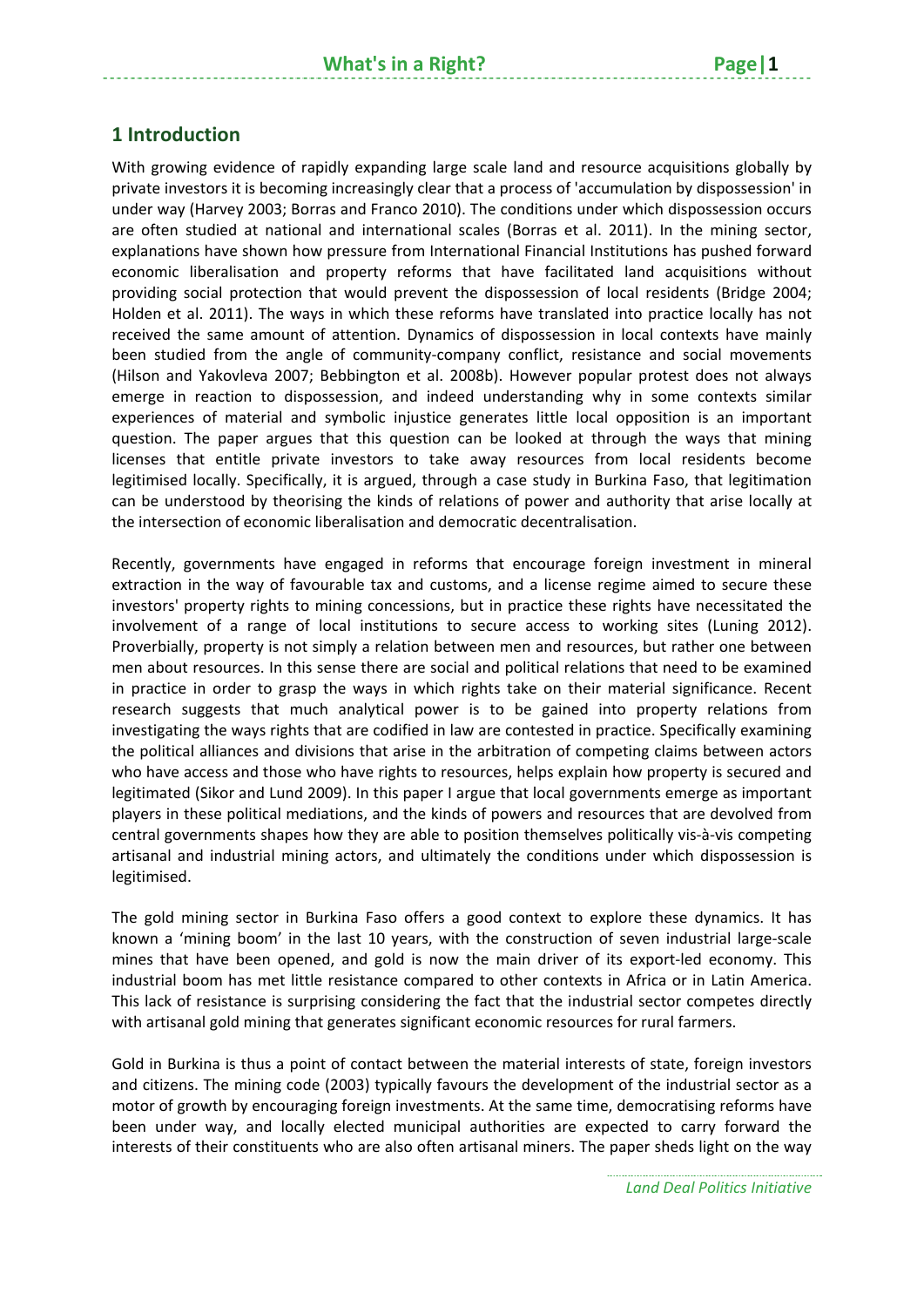## 1 Introduction

With growing evidence of rapidly expanding large scale land and resource acquisitions globally by private investors it is becoming increasingly clear that a process of 'accumulation by dispossession' in under way (Harvey 2003; Borras and Franco 2010). The conditions under which dispossession occurs are often studied at national and international scales (Borras et al. 2011). In the mining sector, explanations have shown how pressure from International Financial Institutions has pushed forward economic liberalisation and property reforms that have facilitated land acquisitions without providing social protection that would prevent the dispossession of local residents (Bridge 2004; Holden et al. 2011). The ways in which these reforms have translated into practice locally has not received the same amount of attention. Dynamics of dispossession in local contexts have mainly been studied from the angle of community-company conflict, resistance and social movements (Hilson and Yakovleva 2007; Bebbington et al. 2008b). However popular protest does not always emerge in reaction to dispossession, and indeed understanding why in some contexts similar experiences of material and symbolic injustice generates little local opposition is an important question. The paper argues that this question can be looked at through the ways that mining licenses that entitle private investors to take away resources from local residents become legitimised locally. Specifically, it is argued, through a case study in Burkina Faso, that legitimation can be understood by theorising the kinds of relations of power and authority that arise locally at the intersection of economic liberalisation and democratic decentralisation.

Recently, governments have engaged in reforms that encourage foreign investment in mineral extraction in the way of favourable tax and customs, and a license regime aimed to secure these investors' property rights to mining concessions, but in practice these rights have necessitated the involvement of a range of local institutions to secure access to working sites (Luning 2012). Proverbially, property is not simply a relation between men and resources, but rather one between men about resources. In this sense there are social and political relations that need to be examined in practice in order to grasp the ways in which rights take on their material significance. Recent research suggests that much analytical power is to be gained into property relations from investigating the ways rights that are codified in law are contested in practice. Specifically examining the political alliances and divisions that arise in the arbitration of competing claims between actors who have access and those who have rights to resources, helps explain how property is secured and legitimated (Sikor and Lund 2009). In this paper I argue that local governments emerge as important players in these political mediations, and the kinds of powers and resources that are devolved from central governments shapes how they are able to position themselves politically vis-à-vis competing artisanal and industrial mining actors, and ultimately the conditions under which dispossession is legitimised.

The gold mining sector in Burkina Faso offers a good context to explore these dynamics. It has known a 'mining boom' in the last 10 years, with the construction of seven industrial large-scale mines that have been opened, and gold is now the main driver of its export-led economy. This industrial boom has met little resistance compared to other contexts in Africa or in Latin America. This lack of resistance is surprising considering the fact that the industrial sector competes directly with artisanal gold mining that generates significant economic resources for rural farmers.

Gold in Burkina is thus a point of contact between the material interests of state, foreign investors and citizens. The mining code (2003) typically favours the development of the industrial sector as a motor of growth by encouraging foreign investments. At the same time, democratising reforms have been under way, and locally elected municipal authorities are expected to carry forward the interests of their constituents who are also often artisanal miners. The paper sheds light on the way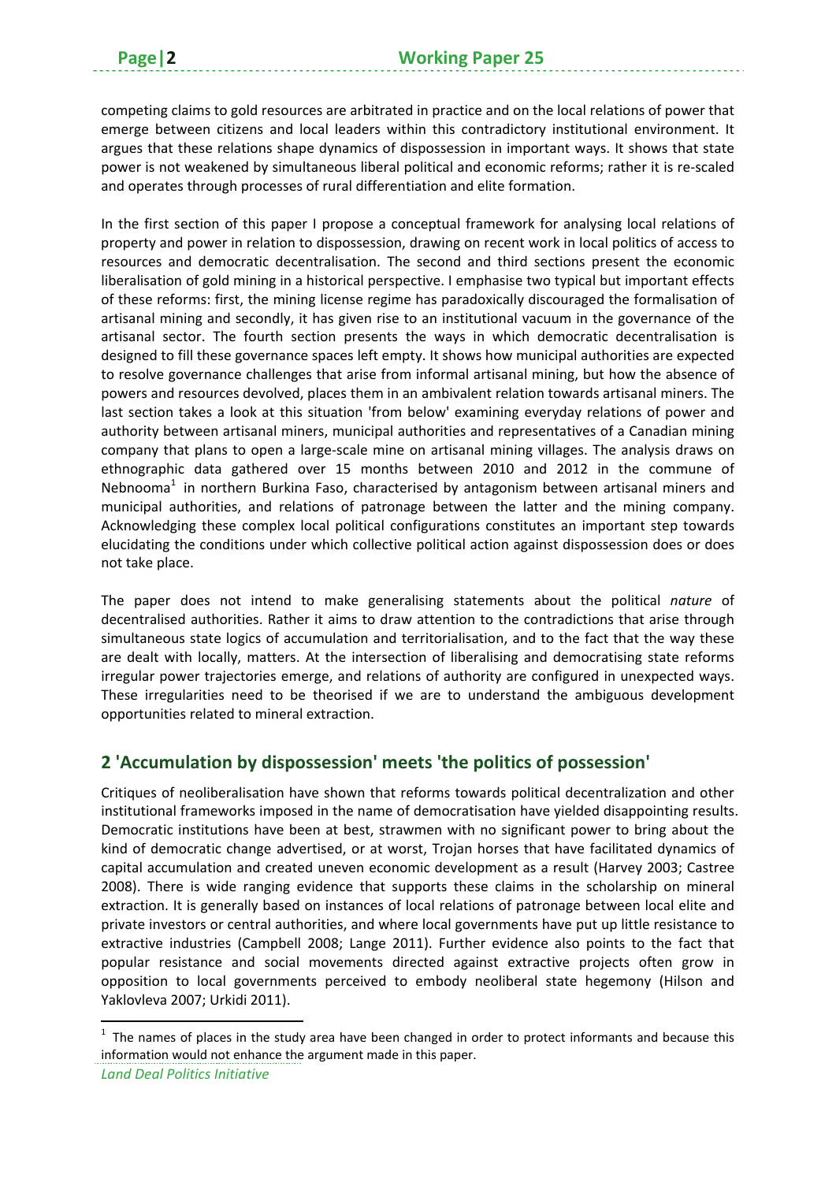competing claims to gold resources are arbitrated in practice and on the local relations of power that emerge between citizens and local leaders within this contradictory institutional environment. It argues that these relations shape dynamics of dispossession in important ways. It shows that state power is not weakened by simultaneous liberal political and economic reforms; rather it is re-scaled and operates through processes of rural differentiation and elite formation.

In the first section of this paper I propose a conceptual framework for analysing local relations of property and power in relation to dispossession, drawing on recent work in local politics of access to resources and democratic decentralisation. The second and third sections present the economic liberalisation of gold mining in a historical perspective. I emphasise two typical but important effects of these reforms: first, the mining license regime has paradoxically discouraged the formalisation of artisanal mining and secondly, it has given rise to an institutional vacuum in the governance of the artisanal sector. The fourth section presents the ways in which democratic decentralisation is designed to fill these governance spaces left empty. It shows how municipal authorities are expected to resolve governance challenges that arise from informal artisanal mining, but how the absence of powers and resources devolved, places them in an ambivalent relation towards artisanal miners. The last section takes a look at this situation 'from below' examining everyday relations of power and authority between artisanal miners, municipal authorities and representatives of a Canadian mining company that plans to open a large-scale mine on artisanal mining villages. The analysis draws on ethnographic data gathered over 15 months between 2010 and 2012 in the commune of Nebnooma[1] in northern Burkina Faso, characterised by antagonism between artisanal miners and municipal authorities, and relations of patronage between the latter and the mining company. Acknowledging these complex local political configurations constitutes an important step towards elucidating the conditions under which collective political action against dispossession does or does not take place.

The paper does not intend to make generalising statements about the political *nature* of decentralised authorities. Rather it aims to draw attention to the contradictions that arise through simultaneous state logics of accumulation and territorialisation, and to the fact that the way these are dealt with locally, matters. At the intersection of liberalising and democratising state reforms irregular power trajectories emerge, and relations of authority are configured in unexpected ways. These irregularities need to be theorised if we are to understand the ambiguous development opportunities related to mineral extraction.

## 2 'Accumulation by dispossession' meets 'the politics of possession'

Critiques of neoliberalisation have shown that reforms towards political decentralization and other institutional frameworks imposed in the name of democratisation have yielded disappointing results. Democratic institutions have been at best, strawmen with no significant power to bring about the kind of democratic change advertised, or at worst, Trojan horses that have facilitated dynamics of capital accumulation and created uneven economic development as a result (Harvey 2003; Castree 2008). There is wide ranging evidence that supports these claims in the scholarship on mineral extraction. It is generally based on instances of local relations of patronage between local elite and private investors or central authorities, and where local governments have put up little resistance to extractive industries (Campbell 2008; Lange 2011). Further evidence also points to the fact that popular resistance and social movements directed against extractive projects often grow in opposition to local governments perceived to embody neoliberal state hegemony (Hilson and Yaklovleva 2007; Urkidi 2011).

[1] The names of places in the study area have been changed in order to protect informants and because this information would not enhance the argument made in this paper.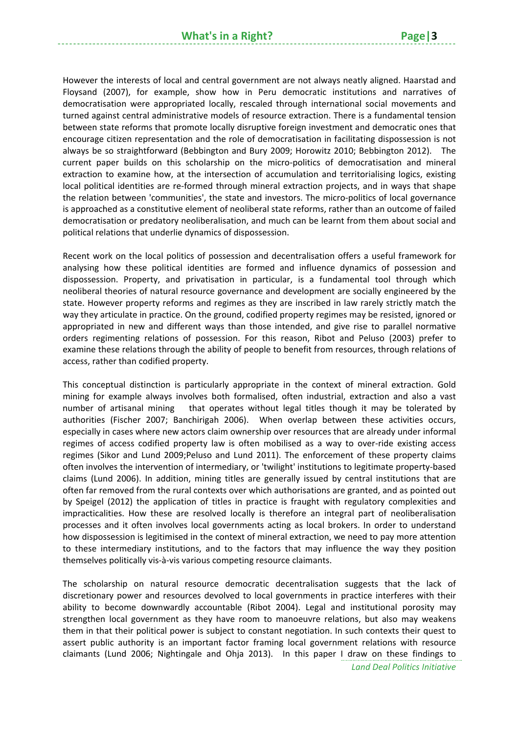However the interests of local and central government are not always neatly aligned. Haarstad and Floysand (2007), for example, show how in Peru democratic institutions and narratives of democratisation were appropriated locally, rescaled through international social movements and turned against central administrative models of resource extraction. There is a fundamental tension between state reforms that promote locally disruptive foreign investment and democratic ones that encourage citizen representation and the role of democratisation in facilitating dispossession is not always be so straightforward (Bebbington and Bury 2009; Horowitz 2010; Bebbington 2012). The current paper builds on this scholarship on the micro-politics of democratisation and mineral extraction to examine how, at the intersection of accumulation and territorialising logics, existing local political identities are re-formed through mineral extraction projects, and in ways that shape the relation between 'communities', the state and investors. The micro-politics of local governance is approached as a constitutive element of neoliberal state reforms, rather than an outcome of failed democratisation or predatory neoliberalisation, and much can be learnt from them about social and political relations that underlie dynamics of dispossession.

Recent work on the local politics of possession and decentralisation offers a useful framework for analysing how these political identities are formed and influence dynamics of possession and dispossession. Property, and privatisation in particular, is a fundamental tool through which neoliberal theories of natural resource governance and development are socially engineered by the state. However property reforms and regimes as they are inscribed in law rarely strictly match the way they articulate in practice. On the ground, codified property regimes may be resisted, ignored or appropriated in new and different ways than those intended, and give rise to parallel normative orders regimenting relations of possession. For this reason, Ribot and Peluso (2003) prefer to examine these relations through the ability of people to benefit from resources, through relations of access, rather than codified property.

This conceptual distinction is particularly appropriate in the context of mineral extraction. Gold mining for example always involves both formalised, often industrial, extraction and also a vast number of artisanal mining that operates without legal titles though it may be tolerated by authorities (Fischer 2007; Banchirigah 2006). When overlap between these activities occurs, especially in cases where new actors claim ownership over resources that are already under informal regimes of access codified property law is often mobilised as a way to over-ride existing access regimes (Sikor and Lund 2009;Peluso and Lund 2011). The enforcement of these property claims often involves the intervention of intermediary, or 'twilight' institutions to legitimate property-based claims (Lund 2006). In addition, mining titles are generally issued by central institutions that are often far removed from the rural contexts over which authorisations are granted, and as pointed out by Speigel (2012) the application of titles in practice is fraught with regulatory complexities and impracticalities. How these are resolved locally is therefore an integral part of neoliberalisation processes and it often involves local governments acting as local brokers. In order to understand how dispossession is legitimised in the context of mineral extraction, we need to pay more attention to these intermediary institutions, and to the factors that may influence the way they position themselves politically vis-à-vis various competing resource claimants.

The scholarship on natural resource democratic decentralisation suggests that the lack of discretionary power and resources devolved to local governments in practice interferes with their ability to become downwardly accountable (Ribot 2004). Legal and institutional porosity may strengthen local government as they have room to manoeuvre relations, but also may weakens them in that their political power is subject to constant negotiation. In such contexts their quest to assert public authority is an important factor framing local government relations with resource claimants (Lund 2006; Nightingale and Ohja 2013). In this paper I draw on these findings to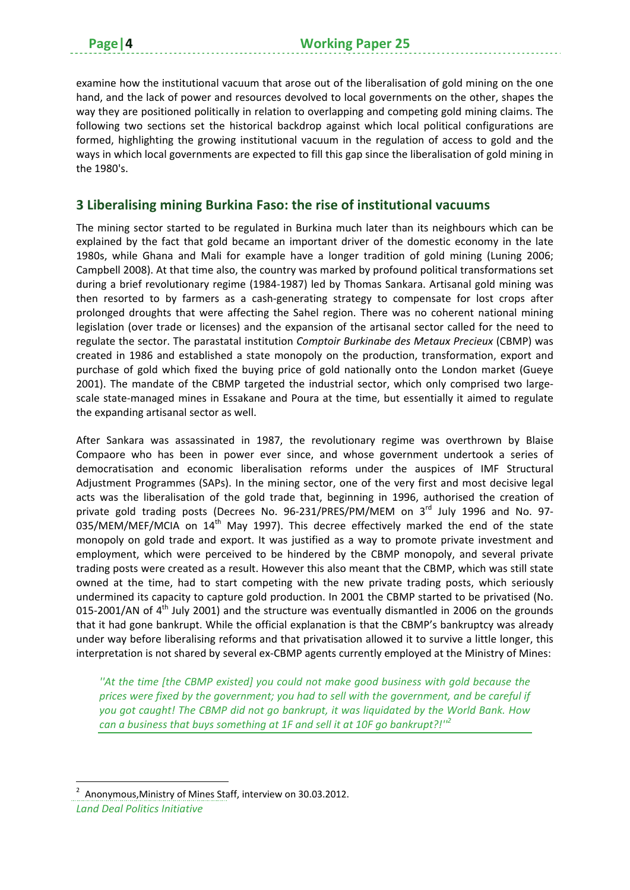examine how the institutional vacuum that arose out of the liberalisation of gold mining on the one hand, and the lack of power and resources devolved to local governments on the other, shapes the way they are positioned politically in relation to overlapping and competing gold mining claims. The following two sections set the historical backdrop against which local political configurations are formed, highlighting the growing institutional vacuum in the regulation of access to gold and the ways in which local governments are expected to fill this gap since the liberalisation of gold mining in the 1980's.

## 3 Liberalising mining Burkina Faso: the rise of institutional vacuums

The mining sector started to be regulated in Burkina much later than its neighbours which can be explained by the fact that gold became an important driver of the domestic economy in the late 1980s, while Ghana and Mali for example have a longer tradition of gold mining (Luning 2006; Campbell 2008). At that time also, the country was marked by profound political transformations set during a brief revolutionary regime (1984-1987) led by Thomas Sankara. Artisanal gold mining was then resorted to by farmers as a cash-generating strategy to compensate for lost crops after prolonged droughts that were affecting the Sahel region. There was no coherent national mining legislation (over trade or licenses) and the expansion of the artisanal sector called for the need to regulate the sector. The parastatal institution *Comptoir Burkinabe des Metaux Precieux* (CBMP) was created in 1986 and established a state monopoly on the production, transformation, export and purchase of gold which fixed the buying price of gold nationally onto the London market (Gueye 2001). The mandate of the CBMP targeted the industrial sector, which only comprised two large-scale state-managed mines in Essakane and Poura at the time, but essentially it aimed to regulate the expanding artisanal sector as well.

After Sankara was assassinated in 1987, the revolutionary regime was overthrown by Blaise Compaore who has been in power ever since, and whose government undertook a series of democratisation and economic liberalisation reforms under the auspices of IMF Structural Adjustment Programmes (SAPs). In the mining sector, one of the very first and most decisive legal acts was the liberalisation of the gold trade that, beginning in 1996, authorised the creation of private gold trading posts (Decrees No. 96-231/PRES/PM/MEM on 3rd July 1996 and No. 97-035/MEM/MEF/MCIA on 14th May 1997). This decree effectively marked the end of the state monopoly on gold trade and export. It was justified as a way to promote private investment and employment, which were perceived to be hindered by the CBMP monopoly, and several private trading posts were created as a result. However this also meant that the CBMP, which was still state owned at the time, had to start competing with the new private trading posts, which seriously undermined its capacity to capture gold production. In 2001 the CBMP started to be privatised (No. 015-2001/AN of 4th July 2001) and the structure was eventually dismantled in 2006 on the grounds that it had gone bankrupt. While the official explanation is that the CBMP's bankruptcy was already under way before liberalising reforms and that privatisation allowed it to survive a little longer, this interpretation is not shared by several ex-CBMP agents currently employed at the Ministry of Mines:

> *''At the time [the CBMP existed] you could not make good business with gold because the prices were fixed by the government; you had to sell with the government, and be careful if you got caught! The CBMP did not go bankrupt, it was liquidated by the World Bank. How can a business that buys something at 1F and sell it at 10F go bankrupt?!''*[2]

---

[2] Anonymous, Ministry of Mines Staff, interview on 30.03.2012.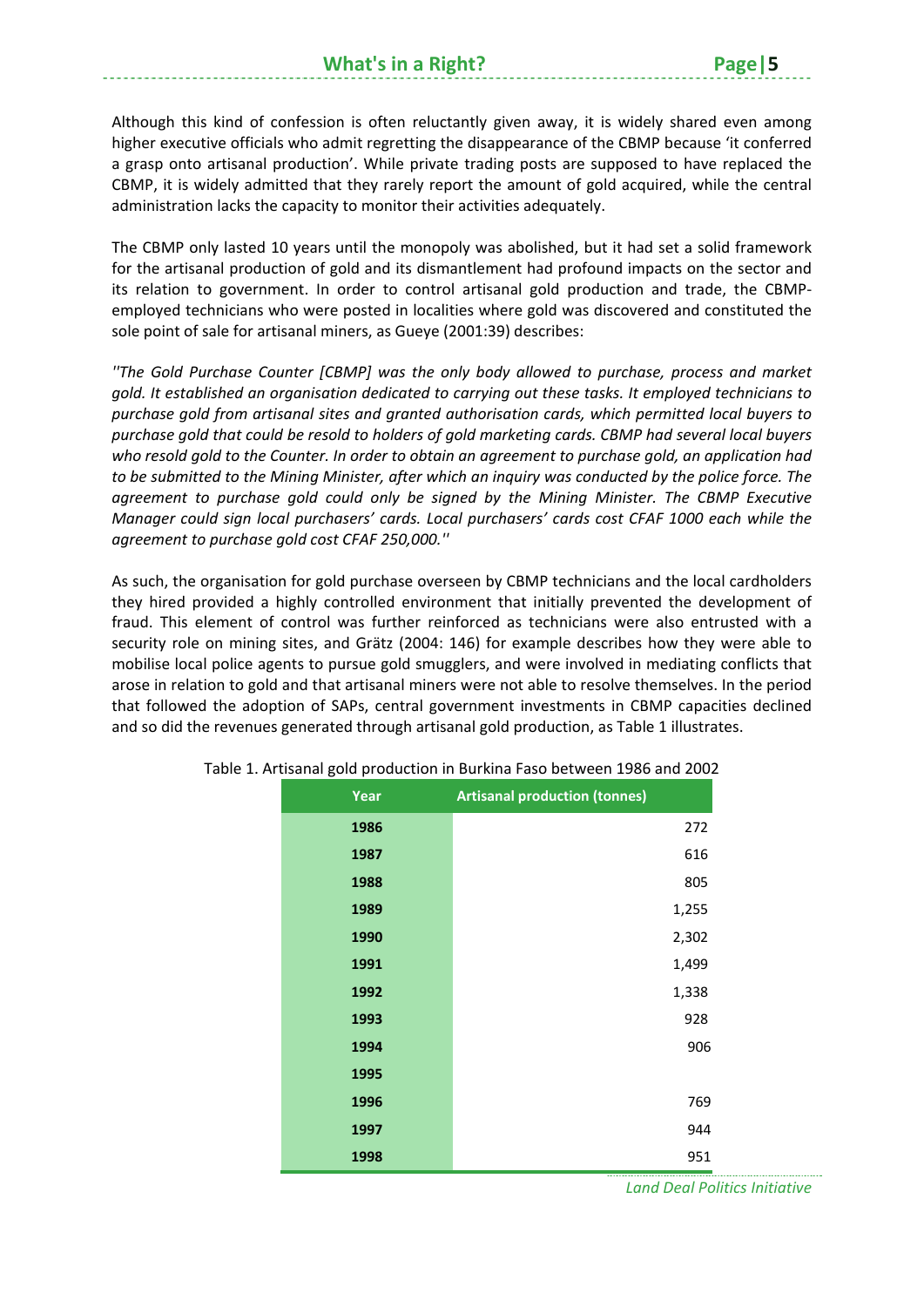Although this kind of confession is often reluctantly given away, it is widely shared even among higher executive officials who admit regretting the disappearance of the CBMP because 'it conferred a grasp onto artisanal production'. While private trading posts are supposed to have replaced the CBMP, it is widely admitted that they rarely report the amount of gold acquired, while the central administration lacks the capacity to monitor their activities adequately.

The CBMP only lasted 10 years until the monopoly was abolished, but it had set a solid framework for the artisanal production of gold and its dismantlement had profound impacts on the sector and its relation to government. In order to control artisanal gold production and trade, the CBMP-employed technicians who were posted in localities where gold was discovered and constituted the sole point of sale for artisanal miners, as Gueye (2001:39) describes:

*"The Gold Purchase Counter [CBMP] was the only body allowed to purchase, process and market gold. It established an organisation dedicated to carrying out these tasks. It employed technicians to purchase gold from artisanal sites and granted authorisation cards, which permitted local buyers to purchase gold that could be resold to holders of gold marketing cards. CBMP had several local buyers who resold gold to the Counter. In order to obtain an agreement to purchase gold, an application had to be submitted to the Mining Minister, after which an inquiry was conducted by the police force. The agreement to purchase gold could only be signed by the Mining Minister. The CBMP Executive Manager could sign local purchasers' cards. Local purchasers' cards cost CFAF 1000 each while the agreement to purchase gold cost CFAF 250,000."*

As such, the organisation for gold purchase overseen by CBMP technicians and the local cardholders they hired provided a highly controlled environment that initially prevented the development of fraud. This element of control was further reinforced as technicians were also entrusted with a security role on mining sites, and Grätz (2004: 146) for example describes how they were able to mobilise local police agents to pursue gold smugglers, and were involved in mediating conflicts that arose in relation to gold and that artisanal miners were not able to resolve themselves. In the period that followed the adoption of SAPs, central government investments in CBMP capacities declined and so did the revenues generated through artisanal gold production, as Table 1 illustrates.

Table 1. Artisanal gold production in Burkina Faso between 1986 and 2002

| Year | Artisanal production (tonnes) |
|---|---|
| 1986 | 272 |
| 1987 | 616 |
| 1988 | 805 |
| 1989 | 1,255 |
| 1990 | 2,302 |
| 1991 | 1,499 |
| 1992 | 1,338 |
| 1993 | 928 |
| 1994 | 906 |
| 1995 | |
| 1996 | 769 |
| 1997 | 944 |
| 1998 | 951 |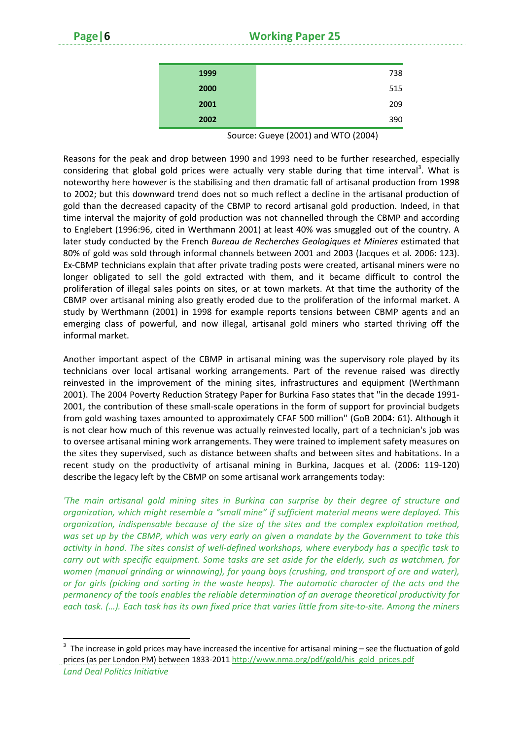| | |
|---|---|
| **1999** | 738 |
| **2000** | 515 |
| **2001** | 209 |
| **2002** | 390 |

Source: Gueye (2001) and WTO (2004)

Reasons for the peak and drop between 1990 and 1993 need to be further researched, especially considering that global gold prices were actually very stable during that time interval[3]. What is noteworthy here however is the stabilising and then dramatic fall of artisanal production from 1998 to 2002; but this downward trend does not so much reflect a decline in the artisanal production of gold than the decreased capacity of the CBMP to record artisanal gold production. Indeed, in that time interval the majority of gold production was not channelled through the CBMP and according to Englebert (1996:96, cited in Werthmann 2001) at least 40% was smuggled out of the country. A later study conducted by the French *Bureau de Recherches Geologiques et Minieres* estimated that 80% of gold was sold through informal channels between 2001 and 2003 (Jacques et al. 2006: 123). Ex-CBMP technicians explain that after private trading posts were created, artisanal miners were no longer obligated to sell the gold extracted with them, and it became difficult to control the proliferation of illegal sales points on sites, or at town markets. At that time the authority of the CBMP over artisanal mining also greatly eroded due to the proliferation of the informal market. A study by Werthmann (2001) in 1998 for example reports tensions between CBMP agents and an emerging class of powerful, and now illegal, artisanal gold miners who started thriving off the informal market.

Another important aspect of the CBMP in artisanal mining was the supervisory role played by its technicians over local artisanal working arrangements. Part of the revenue raised was directly reinvested in the improvement of the mining sites, infrastructures and equipment (Werthmann 2001). The 2004 Poverty Reduction Strategy Paper for Burkina Faso states that ''in the decade 1991-2001, the contribution of these small-scale operations in the form of support for provincial budgets from gold washing taxes amounted to approximately CFAF 500 million'' (GoB 2004: 61). Although it is not clear how much of this revenue was actually reinvested locally, part of a technician's job was to oversee artisanal mining work arrangements. They were trained to implement safety measures on the sites they supervised, such as distance between shafts and between sites and habitations. In a recent study on the productivity of artisanal mining in Burkina, Jacques et al. (2006: 119-120) describe the legacy left by the CBMP on some artisanal work arrangements today:

*'The main artisanal gold mining sites in Burkina can surprise by their degree of structure and organization, which might resemble a "small mine" if sufficient material means were deployed. This organization, indispensable because of the size of the sites and the complex exploitation method, was set up by the CBMP, which was very early on given a mandate by the Government to take this activity in hand. The sites consist of well-defined workshops, where everybody has a specific task to carry out with specific equipment. Some tasks are set aside for the elderly, such as watchmen, for women (manual grinding or winnowing), for young boys (crushing, and transport of ore and water), or for girls (picking and sorting in the waste heaps). The automatic character of the acts and the permanency of the tools enables the reliable determination of an average theoretical productivity for each task. (…). Each task has its own fixed price that varies little from site-to-site. Among the miners*

[3] The increase in gold prices may have increased the incentive for artisanal mining – see the fluctuation of gold prices (as per London PM) between 1833-2011 http://www.nma.org/pdf/gold/his_gold_prices.pdf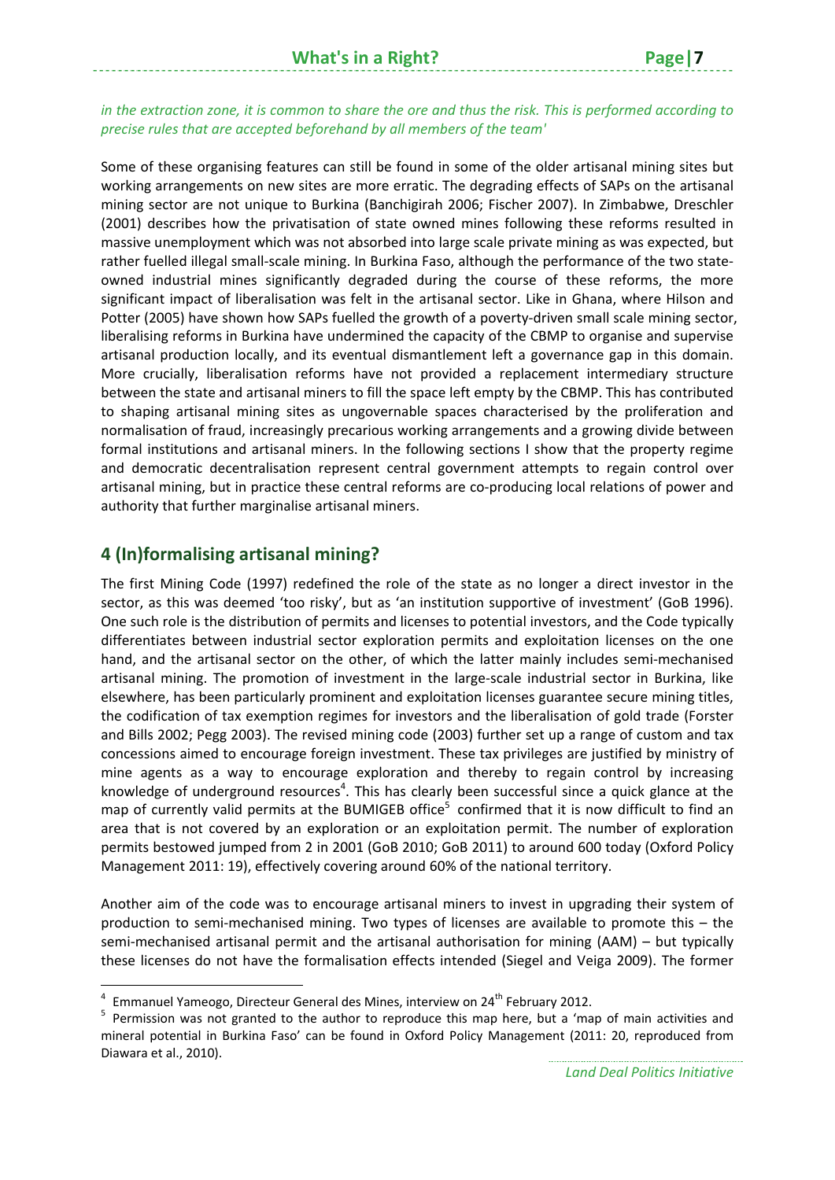*in the extraction zone, it is common to share the ore and thus the risk. This is performed according to precise rules that are accepted beforehand by all members of the team'*

Some of these organising features can still be found in some of the older artisanal mining sites but working arrangements on new sites are more erratic. The degrading effects of SAPs on the artisanal mining sector are not unique to Burkina (Banchigirah 2006; Fischer 2007). In Zimbabwe, Dreschler (2001) describes how the privatisation of state owned mines following these reforms resulted in massive unemployment which was not absorbed into large scale private mining as was expected, but rather fuelled illegal small-scale mining. In Burkina Faso, although the performance of the two state-owned industrial mines significantly degraded during the course of these reforms, the more significant impact of liberalisation was felt in the artisanal sector. Like in Ghana, where Hilson and Potter (2005) have shown how SAPs fuelled the growth of a poverty-driven small scale mining sector, liberalising reforms in Burkina have undermined the capacity of the CBMP to organise and supervise artisanal production locally, and its eventual dismantlement left a governance gap in this domain. More crucially, liberalisation reforms have not provided a replacement intermediary structure between the state and artisanal miners to fill the space left empty by the CBMP. This has contributed to shaping artisanal mining sites as ungovernable spaces characterised by the proliferation and normalisation of fraud, increasingly precarious working arrangements and a growing divide between formal institutions and artisanal miners. In the following sections I show that the property regime and democratic decentralisation represent central government attempts to regain control over artisanal mining, but in practice these central reforms are co-producing local relations of power and authority that further marginalise artisanal miners.

## 4 (In)formalising artisanal mining?

The first Mining Code (1997) redefined the role of the state as no longer a direct investor in the sector, as this was deemed 'too risky', but as 'an institution supportive of investment' (GoB 1996). One such role is the distribution of permits and licenses to potential investors, and the Code typically differentiates between industrial sector exploration permits and exploitation licenses on the one hand, and the artisanal sector on the other, of which the latter mainly includes semi-mechanised artisanal mining. The promotion of investment in the large-scale industrial sector in Burkina, like elsewhere, has been particularly prominent and exploitation licenses guarantee secure mining titles, the codification of tax exemption regimes for investors and the liberalisation of gold trade (Forster and Bills 2002; Pegg 2003). The revised mining code (2003) further set up a range of custom and tax concessions aimed to encourage foreign investment. These tax privileges are justified by ministry of mine agents as a way to encourage exploration and thereby to regain control by increasing knowledge of underground resources[4]. This has clearly been successful since a quick glance at the map of currently valid permits at the BUMIGEB office[5] confirmed that it is now difficult to find an area that is not covered by an exploration or an exploitation permit. The number of exploration permits bestowed jumped from 2 in 2001 (GoB 2010; GoB 2011) to around 600 today (Oxford Policy Management 2011: 19), effectively covering around 60% of the national territory.

Another aim of the code was to encourage artisanal miners to invest in upgrading their system of production to semi-mechanised mining. Two types of licenses are available to promote this – the semi-mechanised artisanal permit and the artisanal authorisation for mining (AAM) – but typically these licenses do not have the formalisation effects intended (Siegel and Veiga 2009). The former

---

[4] Emmanuel Yameogo, Directeur General des Mines, interview on 24[th] February 2012.

[5] Permission was not granted to the author to reproduce this map here, but a 'map of main activities and mineral potential in Burkina Faso' can be found in Oxford Policy Management (2011: 20, reproduced from Diawara et al., 2010).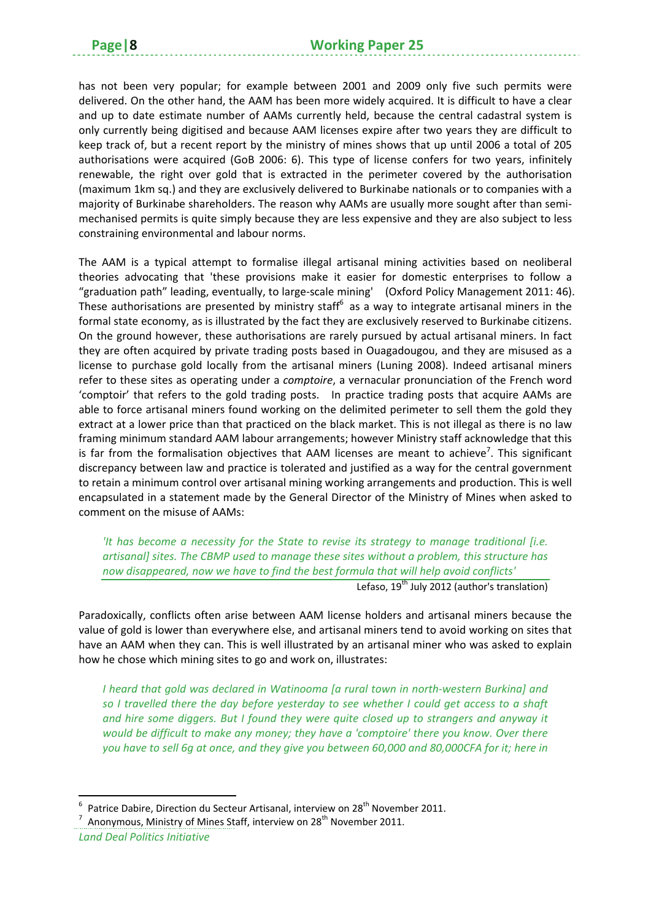has not been very popular; for example between 2001 and 2009 only five such permits were delivered. On the other hand, the AAM has been more widely acquired. It is difficult to have a clear and up to date estimate number of AAMs currently held, because the central cadastral system is only currently being digitised and because AAM licenses expire after two years they are difficult to keep track of, but a recent report by the ministry of mines shows that up until 2006 a total of 205 authorisations were acquired (GoB 2006: 6). This type of license confers for two years, infinitely renewable, the right over gold that is extracted in the perimeter covered by the authorisation (maximum 1km sq.) and they are exclusively delivered to Burkinabe nationals or to companies with a majority of Burkinabe shareholders. The reason why AAMs are usually more sought after than semi-mechanised permits is quite simply because they are less expensive and they are also subject to less constraining environmental and labour norms.

The AAM is a typical attempt to formalise illegal artisanal mining activities based on neoliberal theories advocating that 'these provisions make it easier for domestic enterprises to follow a "graduation path" leading, eventually, to large-scale mining' (Oxford Policy Management 2011: 46). These authorisations are presented by ministry staff[6] as a way to integrate artisanal miners in the formal state economy, as is illustrated by the fact they are exclusively reserved to Burkinabe citizens. On the ground however, these authorisations are rarely pursued by actual artisanal miners. In fact they are often acquired by private trading posts based in Ouagadougou, and they are misused as a license to purchase gold locally from the artisanal miners (Luning 2008). Indeed artisanal miners refer to these sites as operating under a *comptoire*, a vernacular pronunciation of the French word 'comptoir' that refers to the gold trading posts. In practice trading posts that acquire AAMs are able to force artisanal miners found working on the delimited perimeter to sell them the gold they extract at a lower price than that practiced on the black market. This is not illegal as there is no law framing minimum standard AAM labour arrangements; however Ministry staff acknowledge that this is far from the formalisation objectives that AAM licenses are meant to achieve[7]. This significant discrepancy between law and practice is tolerated and justified as a way for the central government to retain a minimum control over artisanal mining working arrangements and production. This is well encapsulated in a statement made by the General Director of the Ministry of Mines when asked to comment on the misuse of AAMs:

> *'It has become a necessity for the State to revise its strategy to manage traditional [i.e. artisanal] sites. The CBMP used to manage these sites without a problem, this structure has now disappeared, now we have to find the best formula that will help avoid conflicts'*
>
> Lefaso, 19th July 2012 (author's translation)

Paradoxically, conflicts often arise between AAM license holders and artisanal miners because the value of gold is lower than everywhere else, and artisanal miners tend to avoid working on sites that have an AAM when they can. This is well illustrated by an artisanal miner who was asked to explain how he chose which mining sites to go and work on, illustrates:

> *I heard that gold was declared in Watinooma [a rural town in north-western Burkina] and so I travelled there the day before yesterday to see whether I could get access to a shaft and hire some diggers. But I found they were quite closed up to strangers and anyway it would be difficult to make any money; they have a 'comptoire' there you know. Over there you have to sell 6g at once, and they give you between 60,000 and 80,000CFA for it; here in*

[6] Patrice Dabire, Direction du Secteur Artisanal, interview on 28th November 2011.

[7] Anonymous, Ministry of Mines Staff, interview on 28th November 2011.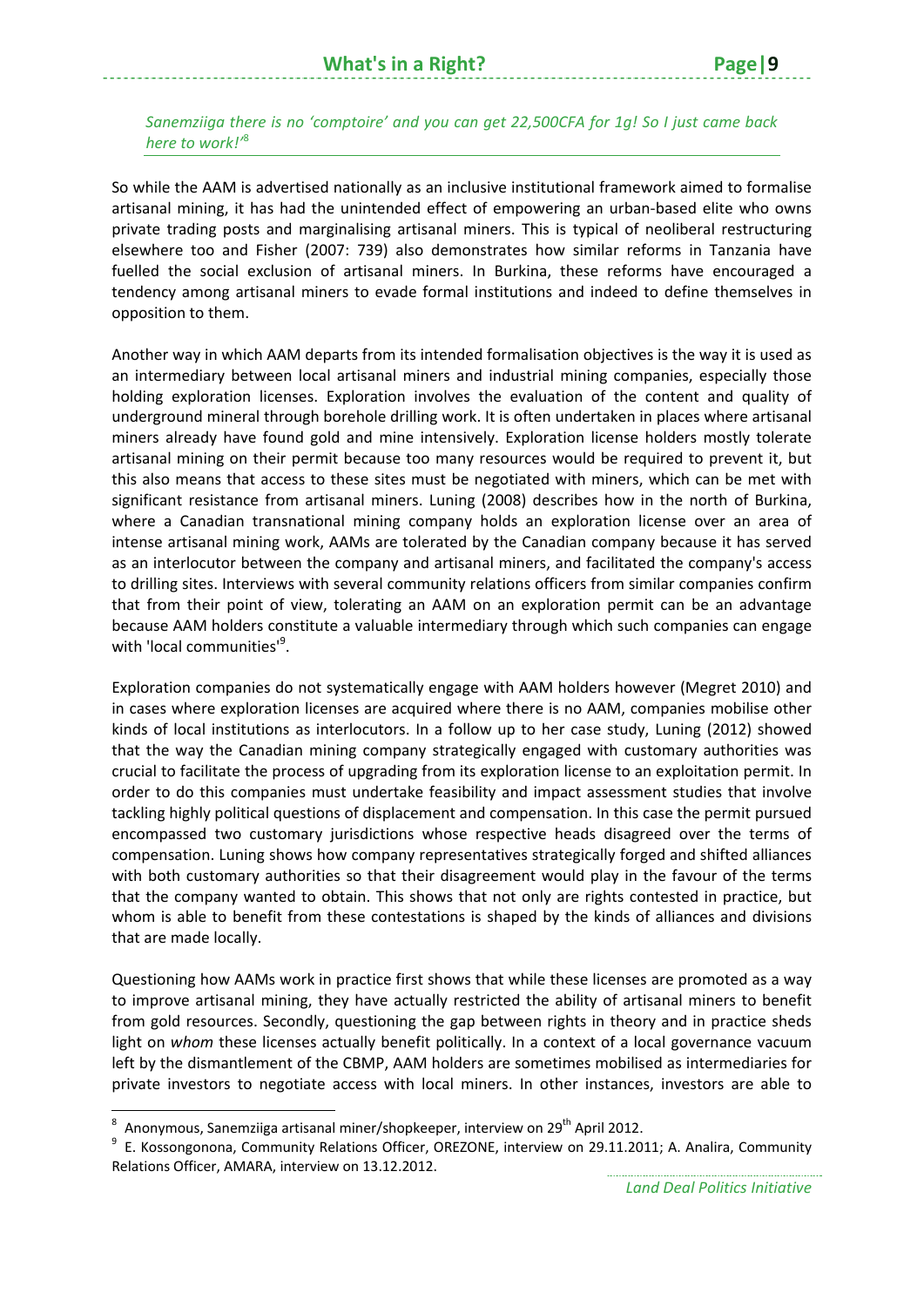*Sanemziiga there is no 'comptoire' and you can get 22,500CFA for 1g! So I just came back here to work!'*[8]

So while the AAM is advertised nationally as an inclusive institutional framework aimed to formalise artisanal mining, it has had the unintended effect of empowering an urban-based elite who owns private trading posts and marginalising artisanal miners. This is typical of neoliberal restructuring elsewhere too and Fisher (2007: 739) also demonstrates how similar reforms in Tanzania have fuelled the social exclusion of artisanal miners. In Burkina, these reforms have encouraged a tendency among artisanal miners to evade formal institutions and indeed to define themselves in opposition to them.

Another way in which AAM departs from its intended formalisation objectives is the way it is used as an intermediary between local artisanal miners and industrial mining companies, especially those holding exploration licenses. Exploration involves the evaluation of the content and quality of underground mineral through borehole drilling work. It is often undertaken in places where artisanal miners already have found gold and mine intensively. Exploration license holders mostly tolerate artisanal mining on their permit because too many resources would be required to prevent it, but this also means that access to these sites must be negotiated with miners, which can be met with significant resistance from artisanal miners. Luning (2008) describes how in the north of Burkina, where a Canadian transnational mining company holds an exploration license over an area of intense artisanal mining work, AAMs are tolerated by the Canadian company because it has served as an interlocutor between the company and artisanal miners, and facilitated the company's access to drilling sites. Interviews with several community relations officers from similar companies confirm that from their point of view, tolerating an AAM on an exploration permit can be an advantage because AAM holders constitute a valuable intermediary through which such companies can engage with 'local communities'[9].

Exploration companies do not systematically engage with AAM holders however (Megret 2010) and in cases where exploration licenses are acquired where there is no AAM, companies mobilise other kinds of local institutions as interlocutors. In a follow up to her case study, Luning (2012) showed that the way the Canadian mining company strategically engaged with customary authorities was crucial to facilitate the process of upgrading from its exploration license to an exploitation permit. In order to do this companies must undertake feasibility and impact assessment studies that involve tackling highly political questions of displacement and compensation. In this case the permit pursued encompassed two customary jurisdictions whose respective heads disagreed over the terms of compensation. Luning shows how company representatives strategically forged and shifted alliances with both customary authorities so that their disagreement would play in the favour of the terms that the company wanted to obtain. This shows that not only are rights contested in practice, but whom is able to benefit from these contestations is shaped by the kinds of alliances and divisions that are made locally.

Questioning how AAMs work in practice first shows that while these licenses are promoted as a way to improve artisanal mining, they have actually restricted the ability of artisanal miners to benefit from gold resources. Secondly, questioning the gap between rights in theory and in practice sheds light on *whom* these licenses actually benefit politically. In a context of a local governance vacuum left by the dismantlement of the CBMP, AAM holders are sometimes mobilised as intermediaries for private investors to negotiate access with local miners. In other instances, investors are able to

---

[8] Anonymous, Sanemziiga artisanal miner/shopkeeper, interview on 29th April 2012.

[9] E. Kossongonona, Community Relations Officer, OREZONE, interview on 29.11.2011; A. Analira, Community Relations Officer, AMARA, interview on 13.12.2012.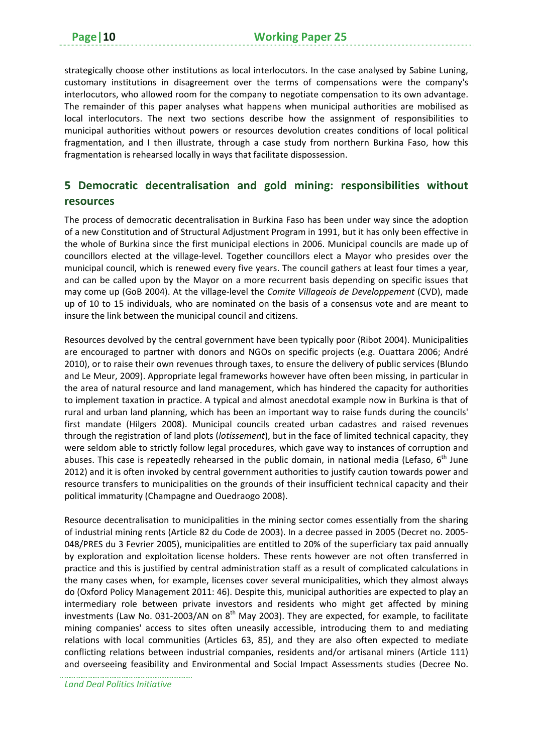strategically choose other institutions as local interlocutors. In the case analysed by Sabine Luning, customary institutions in disagreement over the terms of compensations were the company's interlocutors, who allowed room for the company to negotiate compensation to its own advantage. The remainder of this paper analyses what happens when municipal authorities are mobilised as local interlocutors. The next two sections describe how the assignment of responsibilities to municipal authorities without powers or resources devolution creates conditions of local political fragmentation, and I then illustrate, through a case study from northern Burkina Faso, how this fragmentation is rehearsed locally in ways that facilitate dispossession.

## 5 Democratic decentralisation and gold mining: responsibilities without resources

The process of democratic decentralisation in Burkina Faso has been under way since the adoption of a new Constitution and of Structural Adjustment Program in 1991, but it has only been effective in the whole of Burkina since the first municipal elections in 2006. Municipal councils are made up of councillors elected at the village-level. Together councillors elect a Mayor who presides over the municipal council, which is renewed every five years. The council gathers at least four times a year, and can be called upon by the Mayor on a more recurrent basis depending on specific issues that may come up (GoB 2004). At the village-level the *Comite Villageois de Developpement* (CVD), made up of 10 to 15 individuals, who are nominated on the basis of a consensus vote and are meant to insure the link between the municipal council and citizens.

Resources devolved by the central government have been typically poor (Ribot 2004). Municipalities are encouraged to partner with donors and NGOs on specific projects (e.g. Ouattara 2006; André 2010), or to raise their own revenues through taxes, to ensure the delivery of public services (Blundo and Le Meur, 2009). Appropriate legal frameworks however have often been missing, in particular in the area of natural resource and land management, which has hindered the capacity for authorities to implement taxation in practice. A typical and almost anecdotal example now in Burkina is that of rural and urban land planning, which has been an important way to raise funds during the councils' first mandate (Hilgers 2008). Municipal councils created urban cadastres and raised revenues through the registration of land plots (*lotissement*), but in the face of limited technical capacity, they were seldom able to strictly follow legal procedures, which gave way to instances of corruption and abuses. This case is repeatedly rehearsed in the public domain, in national media (Lefaso, 6th June 2012) and it is often invoked by central government authorities to justify caution towards power and resource transfers to municipalities on the grounds of their insufficient technical capacity and their political immaturity (Champagne and Ouedraogo 2008).

Resource decentralisation to municipalities in the mining sector comes essentially from the sharing of industrial mining rents (Article 82 du Code de 2003). In a decree passed in 2005 (Decret no. 2005-048/PRES du 3 Fevrier 2005), municipalities are entitled to 20% of the superficiary tax paid annually by exploration and exploitation license holders. These rents however are not often transferred in practice and this is justified by central administration staff as a result of complicated calculations in the many cases when, for example, licenses cover several municipalities, which they almost always do (Oxford Policy Management 2011: 46). Despite this, municipal authorities are expected to play an intermediary role between private investors and residents who might get affected by mining investments (Law No. 031-2003/AN on 8th May 2003). They are expected, for example, to facilitate mining companies' access to sites often uneasily accessible, introducing them to and mediating relations with local communities (Articles 63, 85), and they are also often expected to mediate conflicting relations between industrial companies, residents and/or artisanal miners (Article 111) and overseeing feasibility and Environmental and Social Impact Assessments studies (Decree No.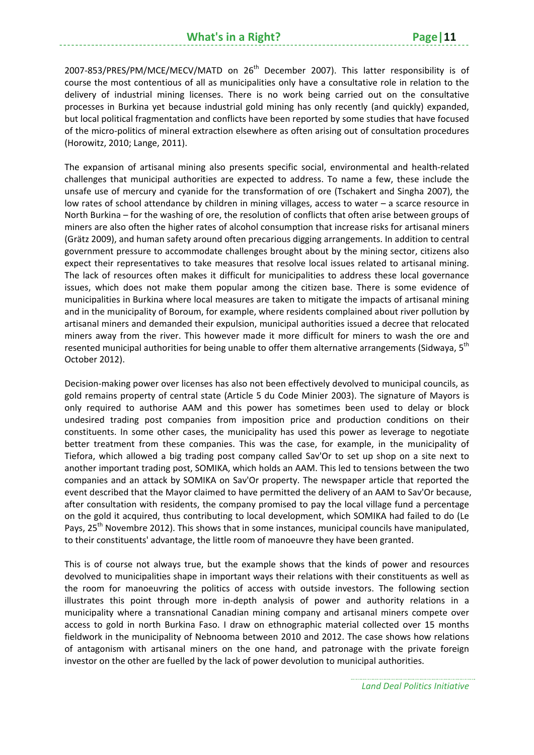2007-853/PRES/PM/MCE/MECV/MATD on 26th December 2007). This latter responsibility is of course the most contentious of all as municipalities only have a consultative role in relation to the delivery of industrial mining licenses. There is no work being carried out on the consultative processes in Burkina yet because industrial gold mining has only recently (and quickly) expanded, but local political fragmentation and conflicts have been reported by some studies that have focused of the micro-politics of mineral extraction elsewhere as often arising out of consultation procedures (Horowitz, 2010; Lange, 2011).

The expansion of artisanal mining also presents specific social, environmental and health-related challenges that municipal authorities are expected to address. To name a few, these include the unsafe use of mercury and cyanide for the transformation of ore (Tschakert and Singha 2007), the low rates of school attendance by children in mining villages, access to water – a scarce resource in North Burkina – for the washing of ore, the resolution of conflicts that often arise between groups of miners are also often the higher rates of alcohol consumption that increase risks for artisanal miners (Grätz 2009), and human safety around often precarious digging arrangements. In addition to central government pressure to accommodate challenges brought about by the mining sector, citizens also expect their representatives to take measures that resolve local issues related to artisanal mining. The lack of resources often makes it difficult for municipalities to address these local governance issues, which does not make them popular among the citizen base. There is some evidence of municipalities in Burkina where local measures are taken to mitigate the impacts of artisanal mining and in the municipality of Boroum, for example, where residents complained about river pollution by artisanal miners and demanded their expulsion, municipal authorities issued a decree that relocated miners away from the river. This however made it more difficult for miners to wash the ore and resented municipal authorities for being unable to offer them alternative arrangements (Sidwaya, 5th October 2012).

Decision-making power over licenses has also not been effectively devolved to municipal councils, as gold remains property of central state (Article 5 du Code Minier 2003). The signature of Mayors is only required to authorise AAM and this power has sometimes been used to delay or block undesired trading post companies from imposition price and production conditions on their constituents. In some other cases, the municipality has used this power as leverage to negotiate better treatment from these companies. This was the case, for example, in the municipality of Tiefora, which allowed a big trading post company called Sav'Or to set up shop on a site next to another important trading post, SOMIKA, which holds an AAM. This led to tensions between the two companies and an attack by SOMIKA on Sav'Or property. The newspaper article that reported the event described that the Mayor claimed to have permitted the delivery of an AAM to Sav'Or because, after consultation with residents, the company promised to pay the local village fund a percentage on the gold it acquired, thus contributing to local development, which SOMIKA had failed to do (Le Pays, 25th Novembre 2012). This shows that in some instances, municipal councils have manipulated, to their constituents' advantage, the little room of manoeuvre they have been granted.

This is of course not always true, but the example shows that the kinds of power and resources devolved to municipalities shape in important ways their relations with their constituents as well as the room for manoeuvring the politics of access with outside investors. The following section illustrates this point through more in-depth analysis of power and authority relations in a municipality where a transnational Canadian mining company and artisanal miners compete over access to gold in north Burkina Faso. I draw on ethnographic material collected over 15 months fieldwork in the municipality of Nebnooma between 2010 and 2012. The case shows how relations of antagonism with artisanal miners on the one hand, and patronage with the private foreign investor on the other are fuelled by the lack of power devolution to municipal authorities.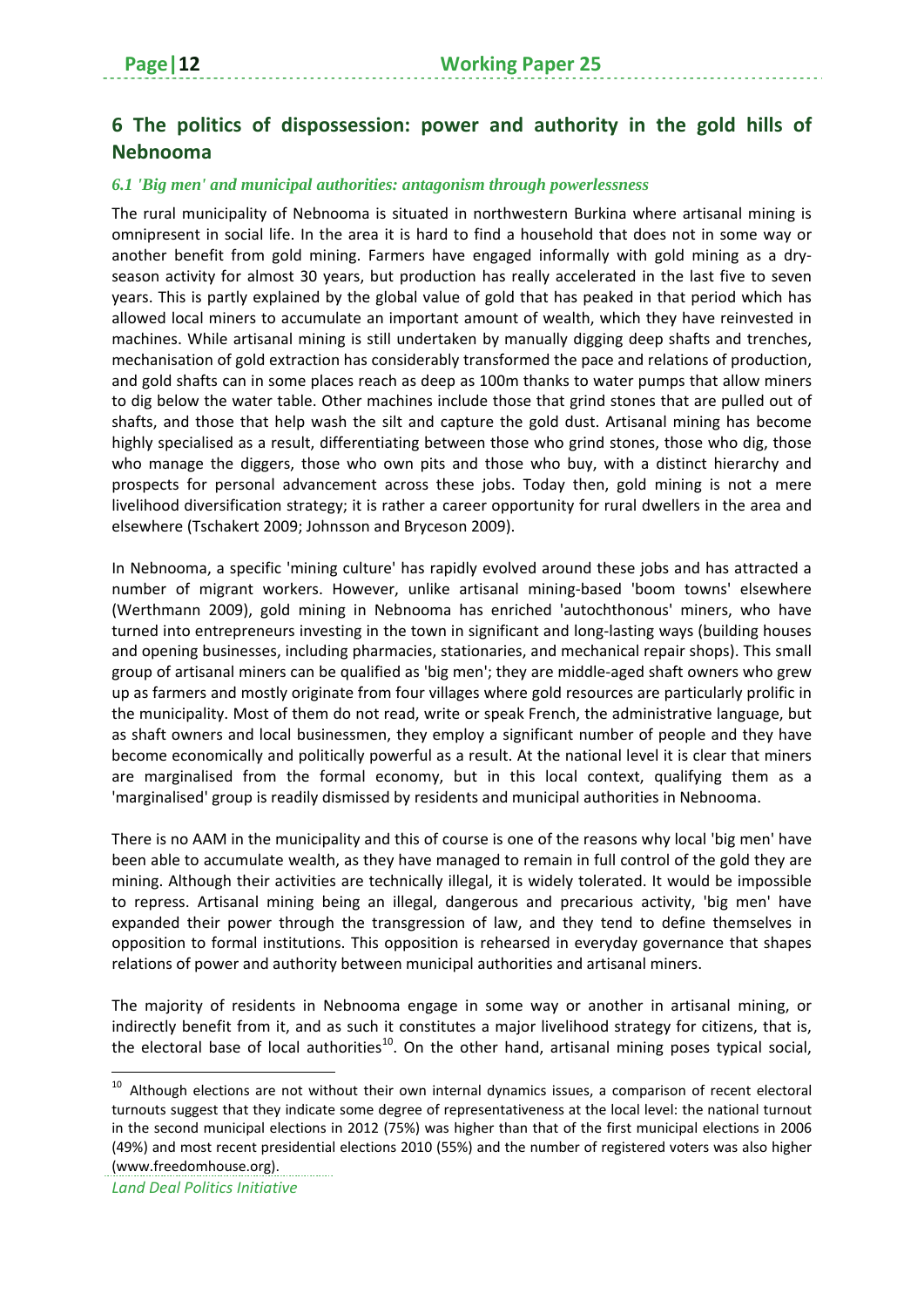## 6 The politics of dispossession: power and authority in the gold hills of Nebnooma

### *6.1 'Big men' and municipal authorities: antagonism through powerlessness*

The rural municipality of Nebnooma is situated in northwestern Burkina where artisanal mining is omnipresent in social life. In the area it is hard to find a household that does not in some way or another benefit from gold mining. Farmers have engaged informally with gold mining as a dry-season activity for almost 30 years, but production has really accelerated in the last five to seven years. This is partly explained by the global value of gold that has peaked in that period which has allowed local miners to accumulate an important amount of wealth, which they have reinvested in machines. While artisanal mining is still undertaken by manually digging deep shafts and trenches, mechanisation of gold extraction has considerably transformed the pace and relations of production, and gold shafts can in some places reach as deep as 100m thanks to water pumps that allow miners to dig below the water table. Other machines include those that grind stones that are pulled out of shafts, and those that help wash the silt and capture the gold dust. Artisanal mining has become highly specialised as a result, differentiating between those who grind stones, those who dig, those who manage the diggers, those who own pits and those who buy, with a distinct hierarchy and prospects for personal advancement across these jobs. Today then, gold mining is not a mere livelihood diversification strategy; it is rather a career opportunity for rural dwellers in the area and elsewhere (Tschakert 2009; Johnsson and Bryceson 2009).

In Nebnooma, a specific 'mining culture' has rapidly evolved around these jobs and has attracted a number of migrant workers. However, unlike artisanal mining-based 'boom towns' elsewhere (Werthmann 2009), gold mining in Nebnooma has enriched 'autochthonous' miners, who have turned into entrepreneurs investing in the town in significant and long-lasting ways (building houses and opening businesses, including pharmacies, stationaries, and mechanical repair shops). This small group of artisanal miners can be qualified as 'big men'; they are middle-aged shaft owners who grew up as farmers and mostly originate from four villages where gold resources are particularly prolific in the municipality. Most of them do not read, write or speak French, the administrative language, but as shaft owners and local businessmen, they employ a significant number of people and they have become economically and politically powerful as a result. At the national level it is clear that miners are marginalised from the formal economy, but in this local context, qualifying them as a 'marginalised' group is readily dismissed by residents and municipal authorities in Nebnooma.

There is no AAM in the municipality and this of course is one of the reasons why local 'big men' have been able to accumulate wealth, as they have managed to remain in full control of the gold they are mining. Although their activities are technically illegal, it is widely tolerated. It would be impossible to repress. Artisanal mining being an illegal, dangerous and precarious activity, 'big men' have expanded their power through the transgression of law, and they tend to define themselves in opposition to formal institutions. This opposition is rehearsed in everyday governance that shapes relations of power and authority between municipal authorities and artisanal miners.

The majority of residents in Nebnooma engage in some way or another in artisanal mining, or indirectly benefit from it, and as such it constitutes a major livelihood strategy for citizens, that is, the electoral base of local authorities[10]. On the other hand, artisanal mining poses typical social,

[10] Although elections are not without their own internal dynamics issues, a comparison of recent electoral turnouts suggest that they indicate some degree of representativeness at the local level: the national turnout in the second municipal elections in 2012 (75%) was higher than that of the first municipal elections in 2006 (49%) and most recent presidential elections 2010 (55%) and the number of registered voters was also higher (www.freedomhouse.org).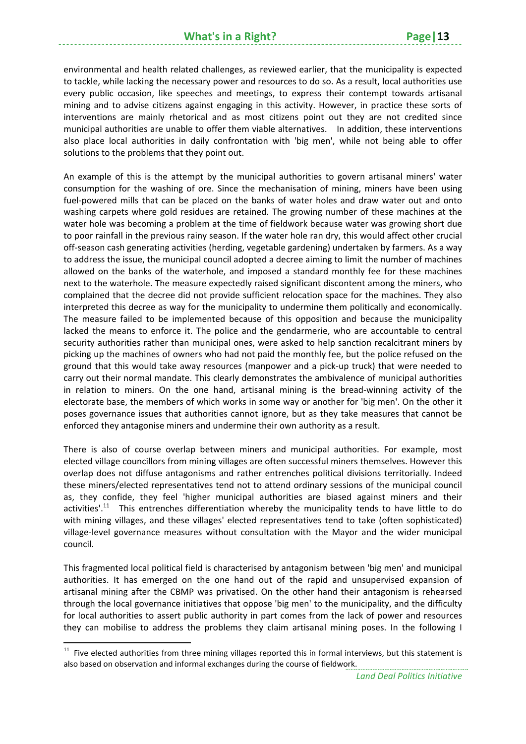environmental and health related challenges, as reviewed earlier, that the municipality is expected to tackle, while lacking the necessary power and resources to do so. As a result, local authorities use every public occasion, like speeches and meetings, to express their contempt towards artisanal mining and to advise citizens against engaging in this activity. However, in practice these sorts of interventions are mainly rhetorical and as most citizens point out they are not credited since municipal authorities are unable to offer them viable alternatives. In addition, these interventions also place local authorities in daily confrontation with 'big men', while not being able to offer solutions to the problems that they point out.

An example of this is the attempt by the municipal authorities to govern artisanal miners' water consumption for the washing of ore. Since the mechanisation of mining, miners have been using fuel-powered mills that can be placed on the banks of water holes and draw water out and onto washing carpets where gold residues are retained. The growing number of these machines at the water hole was becoming a problem at the time of fieldwork because water was growing short due to poor rainfall in the previous rainy season. If the water hole ran dry, this would affect other crucial off-season cash generating activities (herding, vegetable gardening) undertaken by farmers. As a way to address the issue, the municipal council adopted a decree aiming to limit the number of machines allowed on the banks of the waterhole, and imposed a standard monthly fee for these machines next to the waterhole. The measure expectedly raised significant discontent among the miners, who complained that the decree did not provide sufficient relocation space for the machines. They also interpreted this decree as way for the municipality to undermine them politically and economically. The measure failed to be implemented because of this opposition and because the municipality lacked the means to enforce it. The police and the gendarmerie, who are accountable to central security authorities rather than municipal ones, were asked to help sanction recalcitrant miners by picking up the machines of owners who had not paid the monthly fee, but the police refused on the ground that this would take away resources (manpower and a pick-up truck) that were needed to carry out their normal mandate. This clearly demonstrates the ambivalence of municipal authorities in relation to miners. On the one hand, artisanal mining is the bread-winning activity of the electorate base, the members of which works in some way or another for 'big men'. On the other it poses governance issues that authorities cannot ignore, but as they take measures that cannot be enforced they antagonise miners and undermine their own authority as a result.

There is also of course overlap between miners and municipal authorities. For example, most elected village councillors from mining villages are often successful miners themselves. However this overlap does not diffuse antagonisms and rather entrenches political divisions territorially. Indeed these miners/elected representatives tend not to attend ordinary sessions of the municipal council as, they confide, they feel 'higher municipal authorities are biased against miners and their activities'.[11] This entrenches differentiation whereby the municipality tends to have little to do with mining villages, and these villages' elected representatives tend to take (often sophisticated) village-level governance measures without consultation with the Mayor and the wider municipal council.

This fragmented local political field is characterised by antagonism between 'big men' and municipal authorities. It has emerged on the one hand out of the rapid and unsupervised expansion of artisanal mining after the CBMP was privatised. On the other hand their antagonism is rehearsed through the local governance initiatives that oppose 'big men' to the municipality, and the difficulty for local authorities to assert public authority in part comes from the lack of power and resources they can mobilise to address the problems they claim artisanal mining poses. In the following I

[11] Five elected authorities from three mining villages reported this in formal interviews, but this statement is also based on observation and informal exchanges during the course of fieldwork.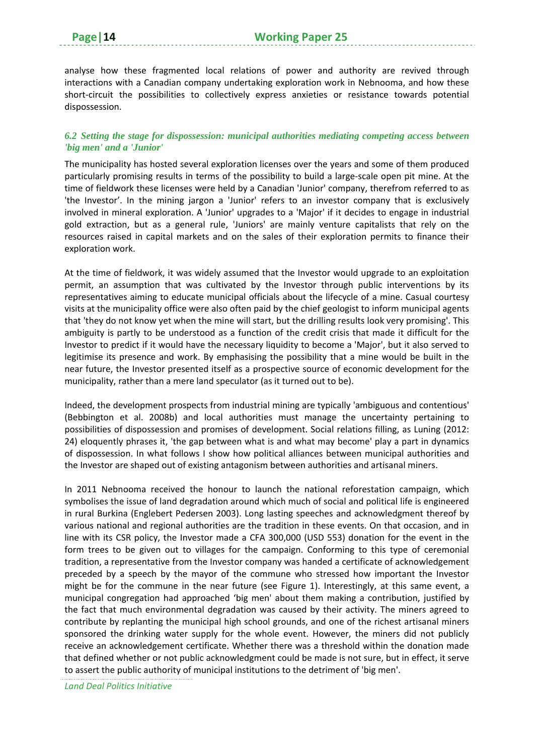analyse how these fragmented local relations of power and authority are revived through interactions with a Canadian company undertaking exploration work in Nebnooma, and how these short-circuit the possibilities to collectively express anxieties or resistance towards potential dispossession.

### *6.2 Setting the stage for dispossession: municipal authorities mediating competing access between 'big men' and a 'Junior'*

The municipality has hosted several exploration licenses over the years and some of them produced particularly promising results in terms of the possibility to build a large-scale open pit mine. At the time of fieldwork these licenses were held by a Canadian 'Junior' company, therefrom referred to as 'the Investor'. In the mining jargon a 'Junior' refers to an investor company that is exclusively involved in mineral exploration. A 'Junior' upgrades to a 'Major' if it decides to engage in industrial gold extraction, but as a general rule, 'Juniors' are mainly venture capitalists that rely on the resources raised in capital markets and on the sales of their exploration permits to finance their exploration work.

At the time of fieldwork, it was widely assumed that the Investor would upgrade to an exploitation permit, an assumption that was cultivated by the Investor through public interventions by its representatives aiming to educate municipal officials about the lifecycle of a mine. Casual courtesy visits at the municipality office were also often paid by the chief geologist to inform municipal agents that 'they do not know yet when the mine will start, but the drilling results look very promising'. This ambiguity is partly to be understood as a function of the credit crisis that made it difficult for the Investor to predict if it would have the necessary liquidity to become a 'Major', but it also served to legitimise its presence and work. By emphasising the possibility that a mine would be built in the near future, the Investor presented itself as a prospective source of economic development for the municipality, rather than a mere land speculator (as it turned out to be).

Indeed, the development prospects from industrial mining are typically 'ambiguous and contentious' (Bebbington et al. 2008b) and local authorities must manage the uncertainty pertaining to possibilities of dispossession and promises of development. Social relations filling, as Luning (2012: 24) eloquently phrases it, 'the gap between what is and what may become' play a part in dynamics of dispossession. In what follows I show how political alliances between municipal authorities and the Investor are shaped out of existing antagonism between authorities and artisanal miners.

In 2011 Nebnooma received the honour to launch the national reforestation campaign, which symbolises the issue of land degradation around which much of social and political life is engineered in rural Burkina (Englebert Pedersen 2003). Long lasting speeches and acknowledgment thereof by various national and regional authorities are the tradition in these events. On that occasion, and in line with its CSR policy, the Investor made a CFA 300,000 (USD 553) donation for the event in the form trees to be given out to villages for the campaign. Conforming to this type of ceremonial tradition, a representative from the Investor company was handed a certificate of acknowledgement preceded by a speech by the mayor of the commune who stressed how important the Investor might be for the commune in the near future (see Figure 1). Interestingly, at this same event, a municipal congregation had approached 'big men' about them making a contribution, justified by the fact that much environmental degradation was caused by their activity. The miners agreed to contribute by replanting the municipal high school grounds, and one of the richest artisanal miners sponsored the drinking water supply for the whole event. However, the miners did not publicly receive an acknowledgement certificate. Whether there was a threshold within the donation made that defined whether or not public acknowledgment could be made is not sure, but in effect, it serve to assert the public authority of municipal institutions to the detriment of 'big men'.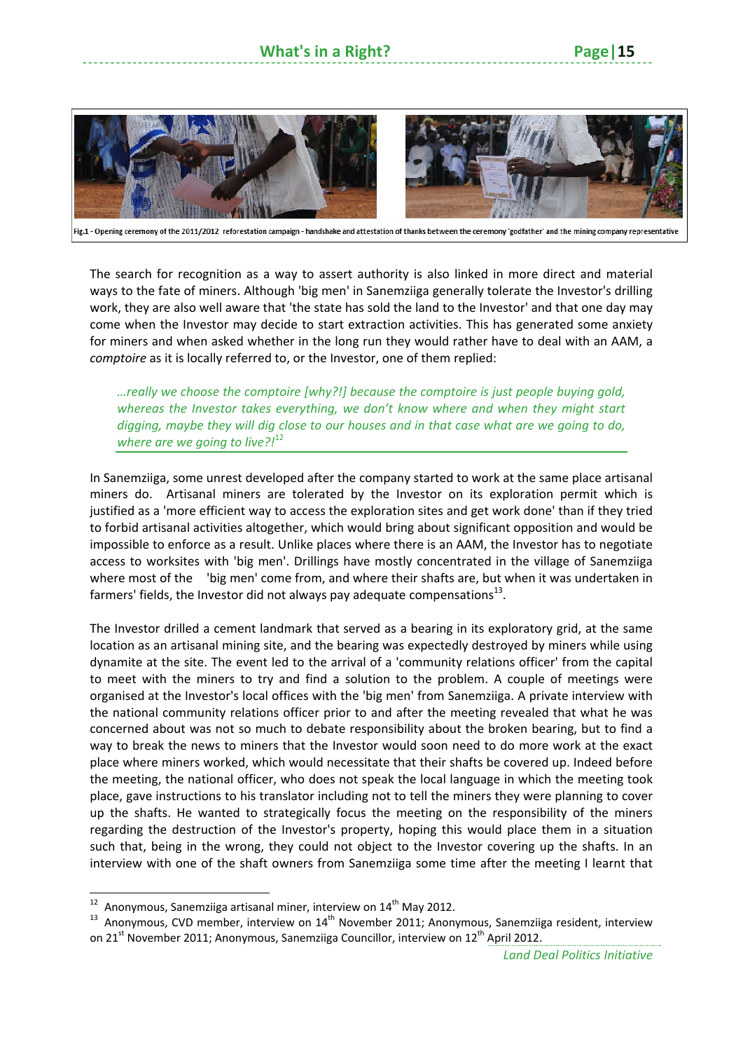Fig.1 - Opening ceremony of the 2011/2012 reforestation campaign - handshake and attestation of thanks between the ceremony 'godfather' and the mining company representative

The search for recognition as a way to assert authority is also linked in more direct and material ways to the fate of miners. Although 'big men' in Sanemziiga generally tolerate the Investor's drilling work, they are also well aware that 'the state has sold the land to the Investor' and that one day may come when the Investor may decide to start extraction activities. This has generated some anxiety for miners and when asked whether in the long run they would rather have to deal with an AAM, a *comptoire* as it is locally referred to, or the Investor, one of them replied:

> *…really we choose the comptoire [why?!] because the comptoire is just people buying gold, whereas the Investor takes everything, we don't know where and when they might start digging, maybe they will dig close to our houses and in that case what are we going to do, where are we going to live?!*[12]

In Sanemziiga, some unrest developed after the company started to work at the same place artisanal miners do. Artisanal miners are tolerated by the Investor on its exploration permit which is justified as a 'more efficient way to access the exploration sites and get work done' than if they tried to forbid artisanal activities altogether, which would bring about significant opposition and would be impossible to enforce as a result. Unlike places where there is an AAM, the Investor has to negotiate access to worksites with 'big men'. Drillings have mostly concentrated in the village of Sanemziiga where most of the 'big men' come from, and where their shafts are, but when it was undertaken in farmers' fields, the Investor did not always pay adequate compensations[13].

The Investor drilled a cement landmark that served as a bearing in its exploratory grid, at the same location as an artisanal mining site, and the bearing was expectedly destroyed by miners while using dynamite at the site. The event led to the arrival of a 'community relations officer' from the capital to meet with the miners to try and find a solution to the problem. A couple of meetings were organised at the Investor's local offices with the 'big men' from Sanemziiga. A private interview with the national community relations officer prior to and after the meeting revealed that what he was concerned about was not so much to debate responsibility about the broken bearing, but to find a way to break the news to miners that the Investor would soon need to do more work at the exact place where miners worked, which would necessitate that their shafts be covered up. Indeed before the meeting, the national officer, who does not speak the local language in which the meeting took place, gave instructions to his translator including not to tell the miners they were planning to cover up the shafts. He wanted to strategically focus the meeting on the responsibility of the miners regarding the destruction of the Investor's property, hoping this would place them in a situation such that, being in the wrong, they could not object to the Investor covering up the shafts. In an interview with one of the shaft owners from Sanemziiga some time after the meeting I learnt that

[12] Anonymous, Sanemziiga artisanal miner, interview on 14th May 2012.

[13] Anonymous, CVD member, interview on 14th November 2011; Anonymous, Sanemziiga resident, interview on 21st November 2011; Anonymous, Sanemziiga Councillor, interview on 12th April 2012.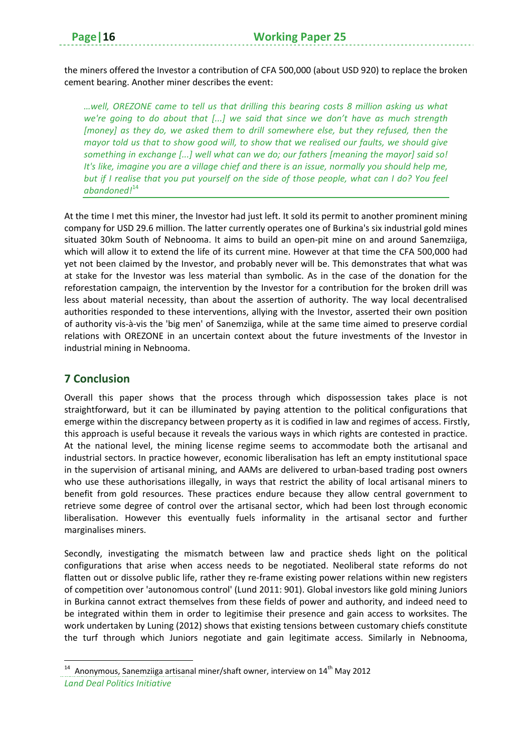the miners offered the Investor a contribution of CFA 500,000 (about USD 920) to replace the broken cement bearing. Another miner describes the event:

> *…well, OREZONE came to tell us that drilling this bearing costs 8 million asking us what we're going to do about that [...] we said that since we don't have as much strength [money] as they do, we asked them to drill somewhere else, but they refused, then the mayor told us that to show good will, to show that we realised our faults, we should give something in exchange [...] well what can we do; our fathers [meaning the mayor] said so! It's like, imagine you are a village chief and there is an issue, normally you should help me, but if I realise that you put yourself on the side of those people, what can I do? You feel abandoned!*[14]

At the time I met this miner, the Investor had just left. It sold its permit to another prominent mining company for USD 29.6 million. The latter currently operates one of Burkina's six industrial gold mines situated 30km South of Nebnooma. It aims to build an open-pit mine on and around Sanemziiga, which will allow it to extend the life of its current mine. However at that time the CFA 500,000 had yet not been claimed by the Investor, and probably never will be. This demonstrates that what was at stake for the Investor was less material than symbolic. As in the case of the donation for the reforestation campaign, the intervention by the Investor for a contribution for the broken drill was less about material necessity, than about the assertion of authority. The way local decentralised authorities responded to these interventions, allying with the Investor, asserted their own position of authority vis-à-vis the 'big men' of Sanemziiga, while at the same time aimed to preserve cordial relations with OREZONE in an uncertain context about the future investments of the Investor in industrial mining in Nebnooma.

## 7 Conclusion

Overall this paper shows that the process through which dispossession takes place is not straightforward, but it can be illuminated by paying attention to the political configurations that emerge within the discrepancy between property as it is codified in law and regimes of access. Firstly, this approach is useful because it reveals the various ways in which rights are contested in practice. At the national level, the mining license regime seems to accommodate both the artisanal and industrial sectors. In practice however, economic liberalisation has left an empty institutional space in the supervision of artisanal mining, and AAMs are delivered to urban-based trading post owners who use these authorisations illegally, in ways that restrict the ability of local artisanal miners to benefit from gold resources. These practices endure because they allow central government to retrieve some degree of control over the artisanal sector, which had been lost through economic liberalisation. However this eventually fuels informality in the artisanal sector and further marginalises miners.

Secondly, investigating the mismatch between law and practice sheds light on the political configurations that arise when access needs to be negotiated. Neoliberal state reforms do not flatten out or dissolve public life, rather they re-frame existing power relations within new registers of competition over 'autonomous control' (Lund 2011: 901). Global investors like gold mining Juniors in Burkina cannot extract themselves from these fields of power and authority, and indeed need to be integrated within them in order to legitimise their presence and gain access to worksites. The work undertaken by Luning (2012) shows that existing tensions between customary chiefs constitute the turf through which Juniors negotiate and gain legitimate access. Similarly in Nebnooma,

[14] Anonymous, Sanemziiga artisanal miner/shaft owner, interview on 14th May 2012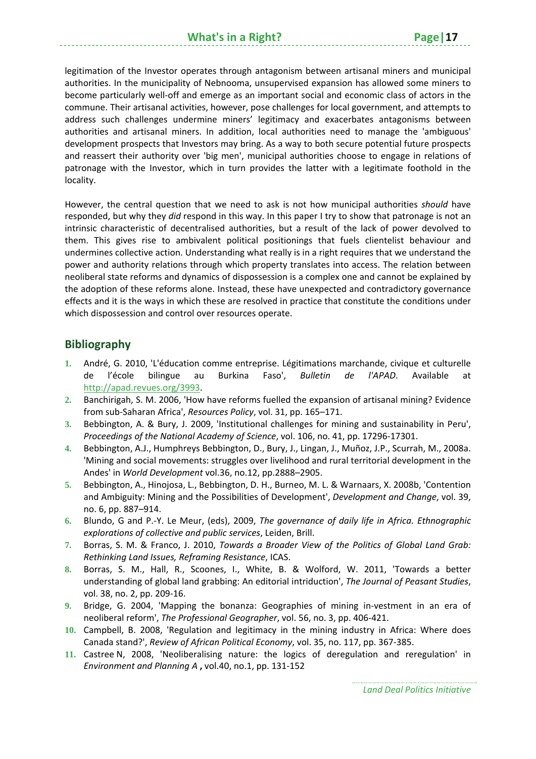legitimation of the Investor operates through antagonism between artisanal miners and municipal authorities. In the municipality of Nebnooma, unsupervised expansion has allowed some miners to become particularly well-off and emerge as an important social and economic class of actors in the commune. Their artisanal activities, however, pose challenges for local government, and attempts to address such challenges undermine miners' legitimacy and exacerbates antagonisms between authorities and artisanal miners. In addition, local authorities need to manage the 'ambiguous' development prospects that Investors may bring. As a way to both secure potential future prospects and reassert their authority over 'big men', municipal authorities choose to engage in relations of patronage with the Investor, which in turn provides the latter with a legitimate foothold in the locality.

However, the central question that we need to ask is not how municipal authorities *should* have responded, but why they *did* respond in this way. In this paper I try to show that patronage is not an intrinsic characteristic of decentralised authorities, but a result of the lack of power devolved to them. This gives rise to ambivalent political positionings that fuels clientelist behaviour and undermines collective action. Understanding what really is in a right requires that we understand the power and authority relations through which property translates into access. The relation between neoliberal state reforms and dynamics of dispossession is a complex one and cannot be explained by the adoption of these reforms alone. Instead, these have unexpected and contradictory governance effects and it is the ways in which these are resolved in practice that constitute the conditions under which dispossession and control over resources operate.

## Bibliography

1. André, G. 2010, 'L'éducation comme entreprise. Légitimations marchande, civique et culturelle de l'école bilingue au Burkina Faso', *Bulletin de l'APAD*. Available at http://apad.revues.org/3993.
2. Banchirigah, S. M. 2006, 'How have reforms fuelled the expansion of artisanal mining? Evidence from sub-Saharan Africa', *Resources Policy*, vol. 31, pp. 165–171.
3. Bebbington, A. & Bury, J. 2009, 'Institutional challenges for mining and sustainability in Peru', *Proceedings of the National Academy of Science*, vol. 106, no. 41, pp. 17296-17301.
4. Bebbington, A.J., Humphreys Bebbington, D., Bury, J., Lingan, J., Muñoz, J.P., Scurrah, M., 2008a. 'Mining and social movements: struggles over livelihood and rural territorial development in the Andes' in *World Development* vol.36, no.12, pp.2888–2905.
5. Bebbington, A., Hinojosa, L., Bebbington, D. H., Burneo, M. L. & Warnaars, X. 2008b, 'Contention and Ambiguity: Mining and the Possibilities of Development', *Development and Change*, vol. 39, no. 6, pp. 887–914.
6. Blundo, G and P.-Y. Le Meur, (eds), 2009, *The governance of daily life in Africa. Ethnographic explorations of collective and public services*, Leiden, Brill.
7. Borras, S. M. & Franco, J. 2010, *Towards a Broader View of the Politics of Global Land Grab: Rethinking Land Issues, Reframing Resistance*, ICAS.
8. Borras, S. M., Hall, R., Scoones, I., White, B. & Wolford, W. 2011, 'Towards a better understanding of global land grabbing: An editorial intriduction', *The Journal of Peasant Studies*, vol. 38, no. 2, pp. 209-16.
9. Bridge, G. 2004, 'Mapping the bonanza: Geographies of mining in-vestment in an era of neoliberal reform', *The Professional Geographer*, vol. 56, no. 3, pp. 406-421.
10. Campbell, B. 2008, 'Regulation and legitimacy in the mining industry in Africa: Where does Canada stand?', *Review of African Political Economy*, vol. 35, no. 117, pp. 367-385.
11. Castree N, 2008, 'Neoliberalising nature: the logics of deregulation and reregulation' in *Environment and Planning A* **,** vol.40, no.1, pp. 131-152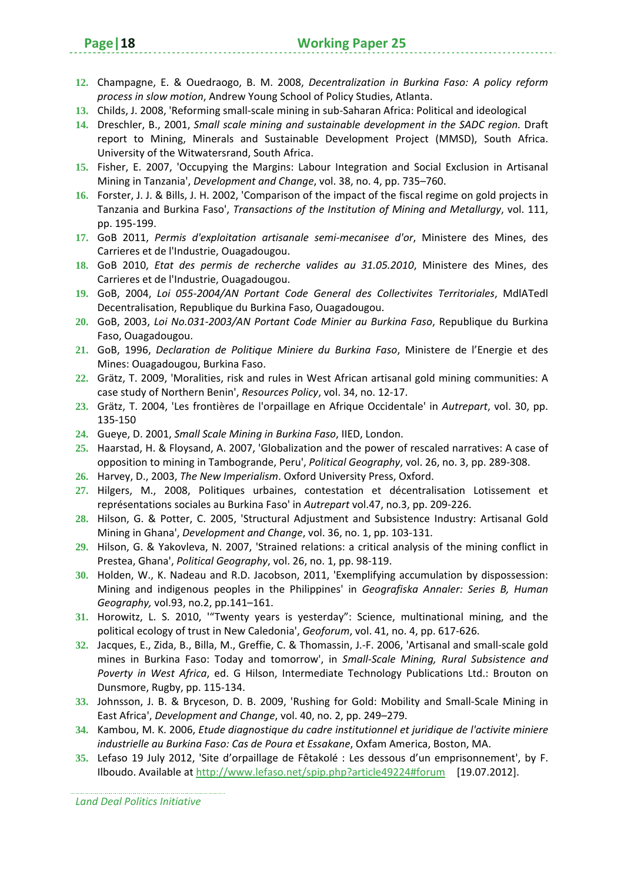12. Champagne, E. & Ouedraogo, B. M. 2008, *Decentralization in Burkina Faso: A policy reform process in slow motion*, Andrew Young School of Policy Studies, Atlanta.
13. Childs, J. 2008, 'Reforming small-scale mining in sub-Saharan Africa: Political and ideological
14. Dreschler, B., 2001, *Small scale mining and sustainable development in the SADC region.* Draft report to Mining, Minerals and Sustainable Development Project (MMSD), South Africa. University of the Witwatersrand, South Africa.
15. Fisher, E. 2007, 'Occupying the Margins: Labour Integration and Social Exclusion in Artisanal Mining in Tanzania', *Development and Change*, vol. 38, no. 4, pp. 735–760.
16. Forster, J. J. & Bills, J. H. 2002, 'Comparison of the impact of the fiscal regime on gold projects in Tanzania and Burkina Faso', *Transactions of the Institution of Mining and Metallurgy*, vol. 111, pp. 195-199.
17. GoB 2011, *Permis d'exploitation artisanale semi-mecanisee d'or*, Ministere des Mines, des Carrieres et de l'Industrie, Ouagadougou.
18. GoB 2010, *Etat des permis de recherche valides au 31.05.2010*, Ministere des Mines, des Carrieres et de l'Industrie, Ouagadougou.
19. GoB, 2004, *Loi 055-2004/AN Portant Code General des Collectivites Territoriales*, MdlATedl Decentralisation, Republique du Burkina Faso, Ouagadougou.
20. GoB, 2003, *Loi No.031-2003/AN Portant Code Minier au Burkina Faso*, Republique du Burkina Faso, Ouagadougou.
21. GoB, 1996, *Declaration de Politique Miniere du Burkina Faso*, Ministere de l'Energie et des Mines: Ouagadougou, Burkina Faso.
22. Grätz, T. 2009, 'Moralities, risk and rules in West African artisanal gold mining communities: A case study of Northern Benin', *Resources Policy*, vol. 34, no. 12-17.
23. Grätz, T. 2004, 'Les frontières de l'orpaillage en Afrique Occidentale' in *Autrepart*, vol. 30, pp. 135-150
24. Gueye, D. 2001, *Small Scale Mining in Burkina Faso*, IIED, London.
25. Haarstad, H. & Floysand, A. 2007, 'Globalization and the power of rescaled narratives: A case of opposition to mining in Tambogrande, Peru', *Political Geography*, vol. 26, no. 3, pp. 289-308.
26. Harvey, D., 2003, *The New Imperialism*. Oxford University Press, Oxford.
27. Hilgers, M., 2008, Politiques urbaines, contestation et décentralisation Lotissement et représentations sociales au Burkina Faso' in *Autrepart* vol.47, no.3, pp. 209-226.
28. Hilson, G. & Potter, C. 2005, 'Structural Adjustment and Subsistence Industry: Artisanal Gold Mining in Ghana', *Development and Change*, vol. 36, no. 1, pp. 103-131.
29. Hilson, G. & Yakovleva, N. 2007, 'Strained relations: a critical analysis of the mining conflict in Prestea, Ghana', *Political Geography*, vol. 26, no. 1, pp. 98-119.
30. Holden, W., K. Nadeau and R.D. Jacobson, 2011, 'Exemplifying accumulation by dispossession: Mining and indigenous peoples in the Philippines' in *Geografiska Annaler: Series B, Human Geography,* vol.93, no.2, pp.141–161.
31. Horowitz, L. S. 2010, '"Twenty years is yesterday": Science, multinational mining, and the political ecology of trust in New Caledonia', *Geoforum*, vol. 41, no. 4, pp. 617-626.
32. Jacques, E., Zida, B., Billa, M., Greffie, C. & Thomassin, J.-F. 2006, 'Artisanal and small-scale gold mines in Burkina Faso: Today and tomorrow', in *Small-Scale Mining, Rural Subsistence and Poverty in West Africa*, ed. G Hilson, Intermediate Technology Publications Ltd.: Brouton on Dunsmore, Rugby, pp. 115-134.
33. Johnsson, J. B. & Bryceson, D. B. 2009, 'Rushing for Gold: Mobility and Small-Scale Mining in East Africa', *Development and Change*, vol. 40, no. 2, pp. 249–279.
34. Kambou, M. K. 2006, *Etude diagnostique du cadre institutionnel et juridique de l'activite miniere industrielle au Burkina Faso: Cas de Poura et Essakane*, Oxfam America, Boston, MA.
35. Lefaso 19 July 2012, 'Site d'orpaillage de Fêtakolé : Les dessous d'un emprisonnement', by F. Ilboudo. Available at http://www.lefaso.net/spip.php?article49224#forum [19.07.2012].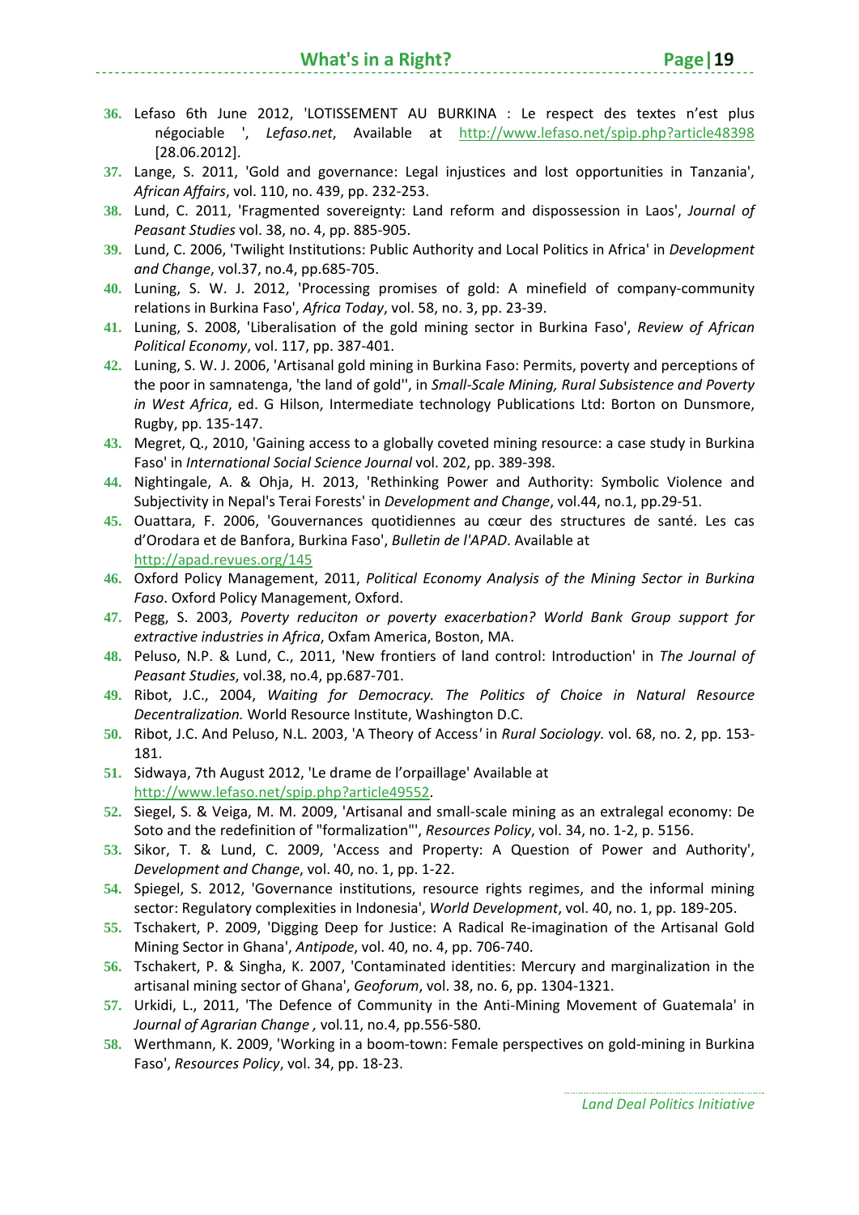36. Lefaso 6th June 2012, 'LOTISSEMENT AU BURKINA : Le respect des textes n'est plus négociable ', *Lefaso.net*, Available at http://www.lefaso.net/spip.php?article48398 [28.06.2012].
37. Lange, S. 2011, 'Gold and governance: Legal injustices and lost opportunities in Tanzania', *African Affairs*, vol. 110, no. 439, pp. 232-253.
38. Lund, C. 2011, 'Fragmented sovereignty: Land reform and dispossession in Laos', *Journal of Peasant Studies* vol. 38, no. 4, pp. 885-905.
39. Lund, C. 2006, 'Twilight Institutions: Public Authority and Local Politics in Africa' in *Development and Change*, vol.37, no.4, pp.685-705.
40. Luning, S. W. J. 2012, 'Processing promises of gold: A minefield of company-community relations in Burkina Faso', *Africa Today*, vol. 58, no. 3, pp. 23-39.
41. Luning, S. 2008, 'Liberalisation of the gold mining sector in Burkina Faso', *Review of African Political Economy*, vol. 117, pp. 387-401.
42. Luning, S. W. J. 2006, 'Artisanal gold mining in Burkina Faso: Permits, poverty and perceptions of the poor in samnatenga, 'the land of gold'', in *Small-Scale Mining, Rural Subsistence and Poverty in West Africa*, ed. G Hilson, Intermediate technology Publications Ltd: Borton on Dunsmore, Rugby, pp. 135-147.
43. Megret, Q., 2010, 'Gaining access to a globally coveted mining resource: a case study in Burkina Faso' in *International Social Science Journal* vol. 202, pp. 389-398.
44. Nightingale, A. & Ohja, H. 2013, 'Rethinking Power and Authority: Symbolic Violence and Subjectivity in Nepal's Terai Forests' in *Development and Change*, vol.44, no.1, pp.29-51.
45. Ouattara, F. 2006, 'Gouvernances quotidiennes au cœur des structures de santé. Les cas d'Orodara et de Banfora, Burkina Faso', *Bulletin de l'APAD*. Available at http://apad.revues.org/145
46. Oxford Policy Management, 2011, *Political Economy Analysis of the Mining Sector in Burkina Faso*. Oxford Policy Management, Oxford.
47. Pegg, S. 2003, *Poverty reduciton or poverty exacerbation? World Bank Group support for extractive industries in Africa*, Oxfam America, Boston, MA.
48. Peluso, N.P. & Lund, C., 2011, 'New frontiers of land control: Introduction' in *The Journal of Peasant Studies*, vol.38, no.4, pp.687-701.
49. Ribot, J.C., 2004, *Waiting for Democracy. The Politics of Choice in Natural Resource Decentralization.* World Resource Institute, Washington D.C.
50. Ribot, J.C. And Peluso, N.L. 2003, 'A Theory of Access' in *Rural Sociology.* vol. 68, no. 2, pp. 153-181.
51. Sidwaya, 7th August 2012, 'Le drame de l'orpaillage' Available at http://www.lefaso.net/spip.php?article49552.
52. Siegel, S. & Veiga, M. M. 2009, 'Artisanal and small-scale mining as an extralegal economy: De Soto and the redefinition of "formalization"', *Resources Policy*, vol. 34, no. 1-2, p. 5156.
53. Sikor, T. & Lund, C. 2009, 'Access and Property: A Question of Power and Authority', *Development and Change*, vol. 40, no. 1, pp. 1-22.
54. Spiegel, S. 2012, 'Governance institutions, resource rights regimes, and the informal mining sector: Regulatory complexities in Indonesia', *World Development*, vol. 40, no. 1, pp. 189-205.
55. Tschakert, P. 2009, 'Digging Deep for Justice: A Radical Re-imagination of the Artisanal Gold Mining Sector in Ghana', *Antipode*, vol. 40, no. 4, pp. 706-740.
56. Tschakert, P. & Singha, K. 2007, 'Contaminated identities: Mercury and marginalization in the artisanal mining sector of Ghana', *Geoforum*, vol. 38, no. 6, pp. 1304-1321.
57. Urkidi, L., 2011, 'The Defence of Community in the Anti-Mining Movement of Guatemala' in *Journal of Agrarian Change ,* vol.11, no.4, pp.556-580.
58. Werthmann, K. 2009, 'Working in a boom-town: Female perspectives on gold-mining in Burkina Faso', *Resources Policy*, vol. 34, pp. 18-23.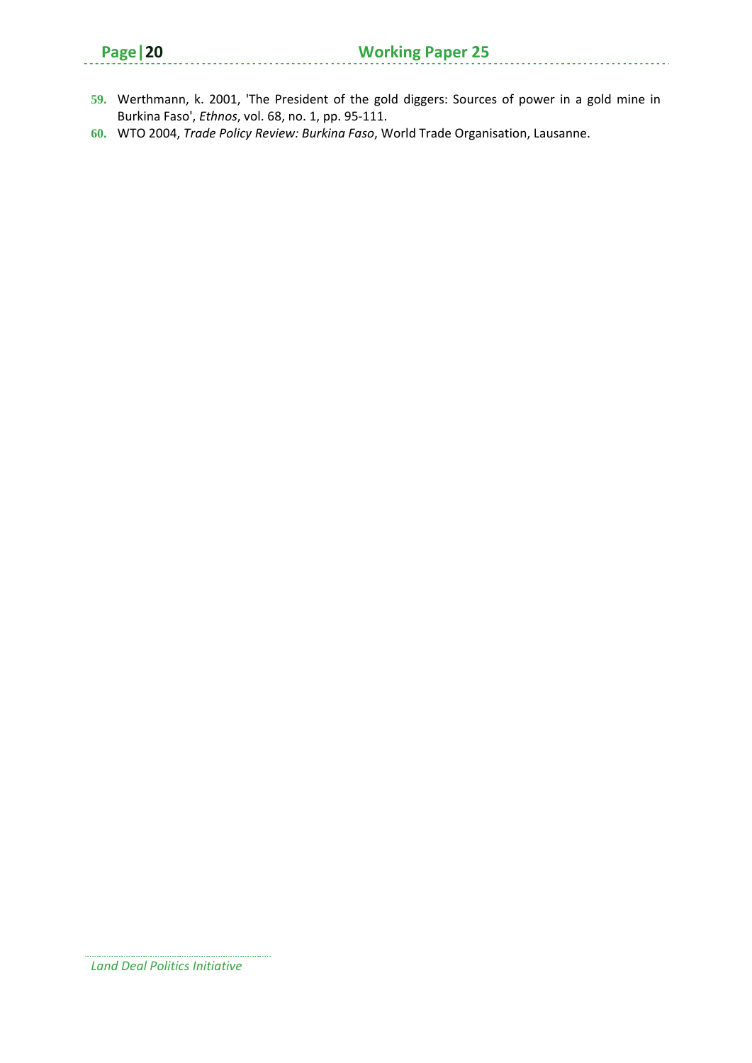59. Werthmann, k. 2001, 'The President of the gold diggers: Sources of power in a gold mine in Burkina Faso', *Ethnos*, vol. 68, no. 1, pp. 95-111.
60. WTO 2004, *Trade Policy Review: Burkina Faso*, World Trade Organisation, Lausanne.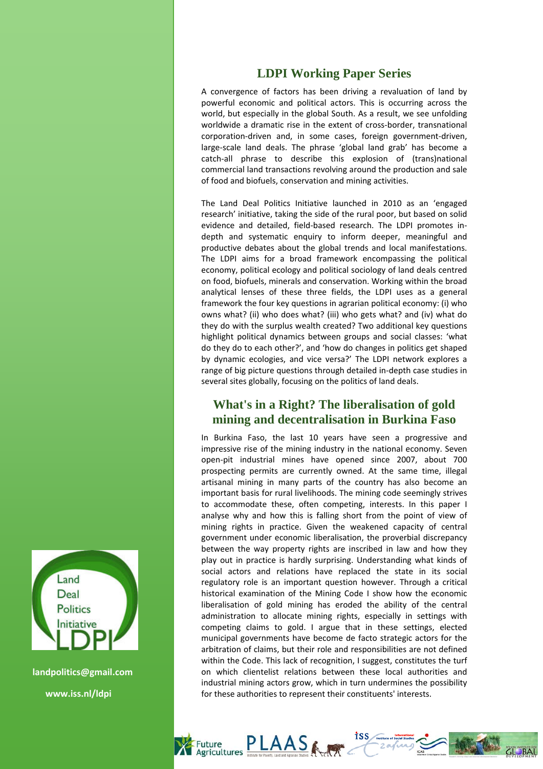## LDPI Working Paper Series

A convergence of factors has been driving a revaluation of land by powerful economic and political actors. This is occurring across the world, but especially in the global South. As a result, we see unfolding worldwide a dramatic rise in the extent of cross-border, transnational corporation-driven and, in some cases, foreign government-driven, large-scale land deals. The phrase 'global land grab' has become a catch-all phrase to describe this explosion of (trans)national commercial land transactions revolving around the production and sale of food and biofuels, conservation and mining activities.

The Land Deal Politics Initiative launched in 2010 as an 'engaged research' initiative, taking the side of the rural poor, but based on solid evidence and detailed, field-based research. The LDPI promotes in-depth and systematic enquiry to inform deeper, meaningful and productive debates about the global trends and local manifestations. The LDPI aims for a broad framework encompassing the political economy, political ecology and political sociology of land deals centred on food, biofuels, minerals and conservation. Working within the broad analytical lenses of these three fields, the LDPI uses as a general framework the four key questions in agrarian political economy: (i) who owns what? (ii) who does what? (iii) who gets what? and (iv) what do they do with the surplus wealth created? Two additional key questions highlight political dynamics between groups and social classes: 'what do they do to each other?', and 'how do changes in politics get shaped by dynamic ecologies, and vice versa?' The LDPI network explores a range of big picture questions through detailed in-depth case studies in several sites globally, focusing on the politics of land deals.

## What's in a Right? The liberalisation of gold mining and decentralisation in Burkina Faso

In Burkina Faso, the last 10 years have seen a progressive and impressive rise of the mining industry in the national economy. Seven open-pit industrial mines have opened since 2007, about 700 prospecting permits are currently owned. At the same time, illegal artisanal mining in many parts of the country has also become an important basis for rural livelihoods. The mining code seemingly strives to accommodate these, often competing, interests. In this paper I analyse why and how this is falling short from the point of view of mining rights in practice. Given the weakened capacity of central government under economic liberalisation, the proverbial discrepancy between the way property rights are inscribed in law and how they play out in practice is hardly surprising. Understanding what kinds of social actors and relations have replaced the state in its social regulatory role is an important question however. Through a critical historical examination of the Mining Code I show how the economic liberalisation of gold mining has eroded the ability of the central administration to allocate mining rights, especially in settings with competing claims to gold. I argue that in these settings, elected municipal governments have become de facto strategic actors for the arbitration of claims, but their role and responsibilities are not defined within the Code. This lack of recognition, I suggest, constitutes the turf on which clientelist relations between these local authorities and industrial mining actors grow, which in turn undermines the possibility for these authorities to represent their constituents' interests.

Land Deal Politics Initiative LDPI

landpolitics@gmail.com

www.iss.nl/ldpi